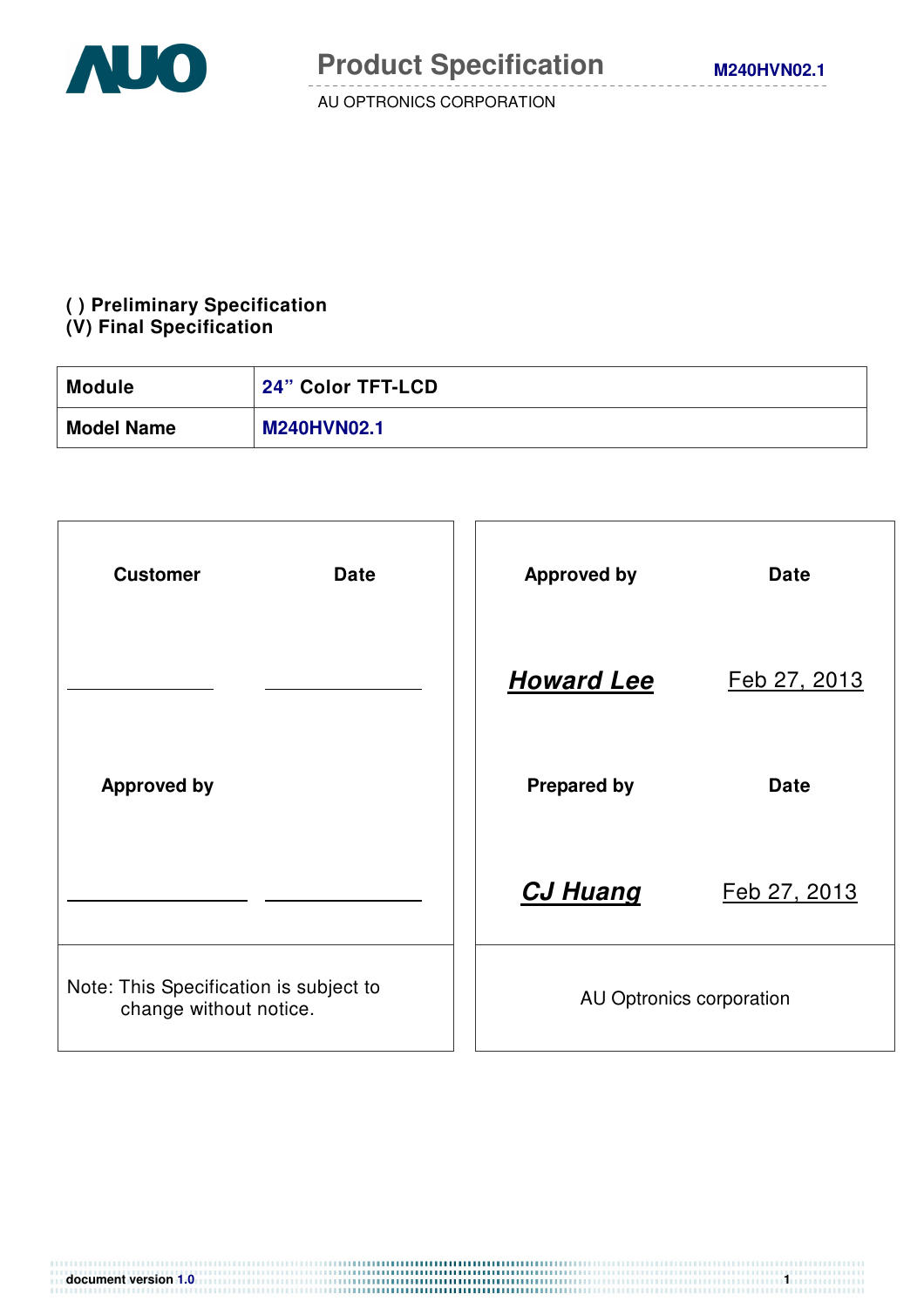# Product Specification

AU OPTRONICS CORPORATION

( ) Preliminary Specification
(V) Final Specification

| Module | 24" Color TFT-LCD |
|---|---|
| Model Name | M240HVN02.1 |

| Customer | Date | Approved by | Date |
|---|---|---|---|
| ________ | ________ | ***Howard Lee*** | Feb 27, 2013 |
| Approved by | | Prepared by | Date |
| ________ | ________ | ***CJ Huang*** | Feb 27, 2013 |
| Note: This Specification is subject to change without notice. | | AU Optronics corporation | |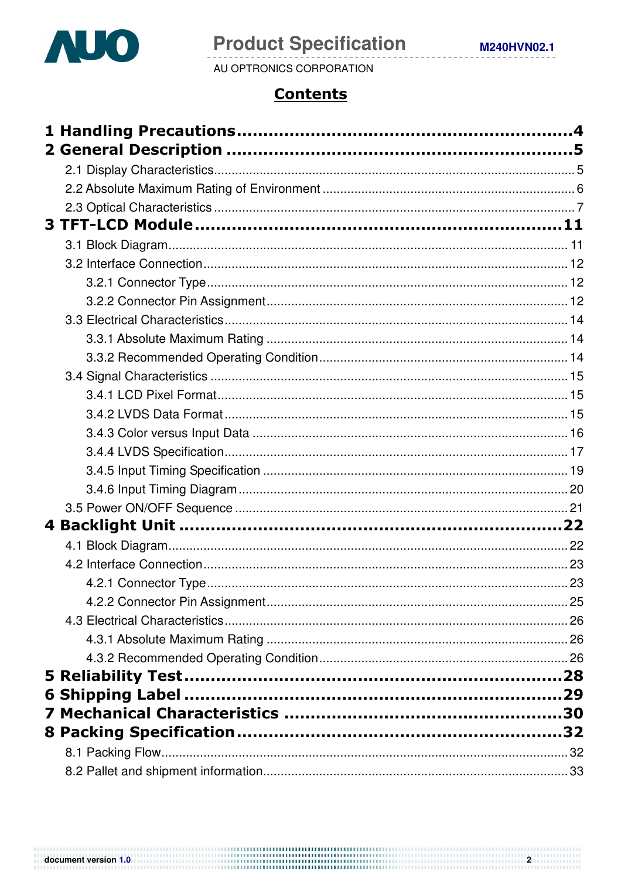# Contents

**1 Handling Precautions....................................................................4**

**2 General Description .......................................................................5**

- 2.1 Display Characteristics.......................................................................5
- 2.2 Absolute Maximum Rating of Environment .........................................6
- 2.3 Optical Characteristics .......................................................................7

**3 TFT-LCD Module.........................................................................11**

- 3.1 Block Diagram..................................................................................11
- 3.2 Interface Connection.........................................................................12
  - 3.2.1 Connector Type........................................................................12
  - 3.2.2 Connector Pin Assignment.......................................................12
- 3.3 Electrical Characteristics...................................................................14
  - 3.3.1 Absolute Maximum Rating .......................................................14
  - 3.3.2 Recommended Operating Condition.........................................14
- 3.4 Signal Characteristics .......................................................................15
  - 3.4.1 LCD Pixel Format.....................................................................15
  - 3.4.2 LVDS Data Format...................................................................15
  - 3.4.3 Color versus Input Data ...........................................................16
  - 3.4.4 LVDS Specification..................................................................17
  - 3.4.5 Input Timing Specification .......................................................19
  - 3.4.6 Input Timing Diagram ..............................................................20
- 3.5 Power ON/OFF Sequence .................................................................21

**4 Backlight Unit .............................................................................22**

- 4.1 Block Diagram...................................................................................22
- 4.2 Interface Connection..........................................................................23
  - 4.2.1 Connector Type.........................................................................23
  - 4.2.2 Connector Pin Assignment........................................................25
- 4.3 Electrical Characteristics....................................................................26
  - 4.3.1 Absolute Maximum Rating ........................................................26
  - 4.3.2 Recommended Operating Condition..........................................26

**5 Reliability Test..............................................................................28**

**6 Shipping Label .............................................................................29**

**7 Mechanical Characteristics .........................................................30**

**8 Packing Specification..................................................................32**

- 8.1 Packing Flow.....................................................................................32
- 8.2 Pallet and shipment information.........................................................33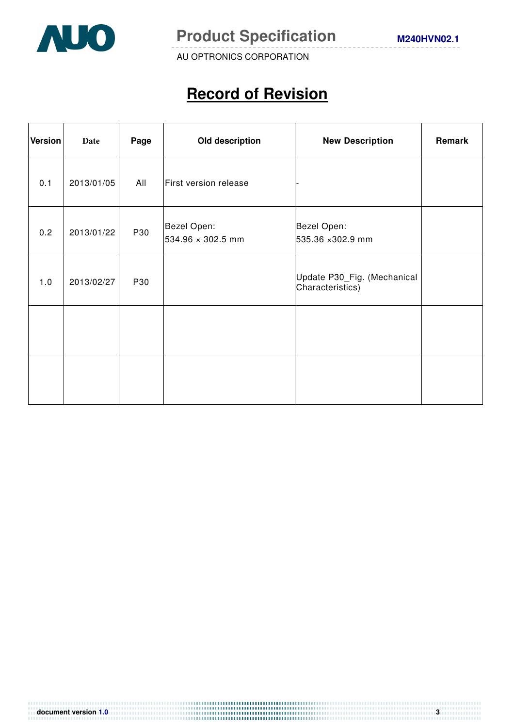# Record of Revision

| Version | Date | Page | Old description | New Description | Remark |
|---|---|---|---|---|---|
| 0.1 | 2013/01/05 | All | First version release | - | |
| 0.2 | 2013/01/22 | P30 | Bezel Open:<br>534.96 × 302.5 mm | Bezel Open:<br>535.36 ×302.9 mm | |
| 1.0 | 2013/02/27 | P30 | | Update P30_Fig. (Mechanical Characteristics) | |
| | | | | | |
| | | | | | |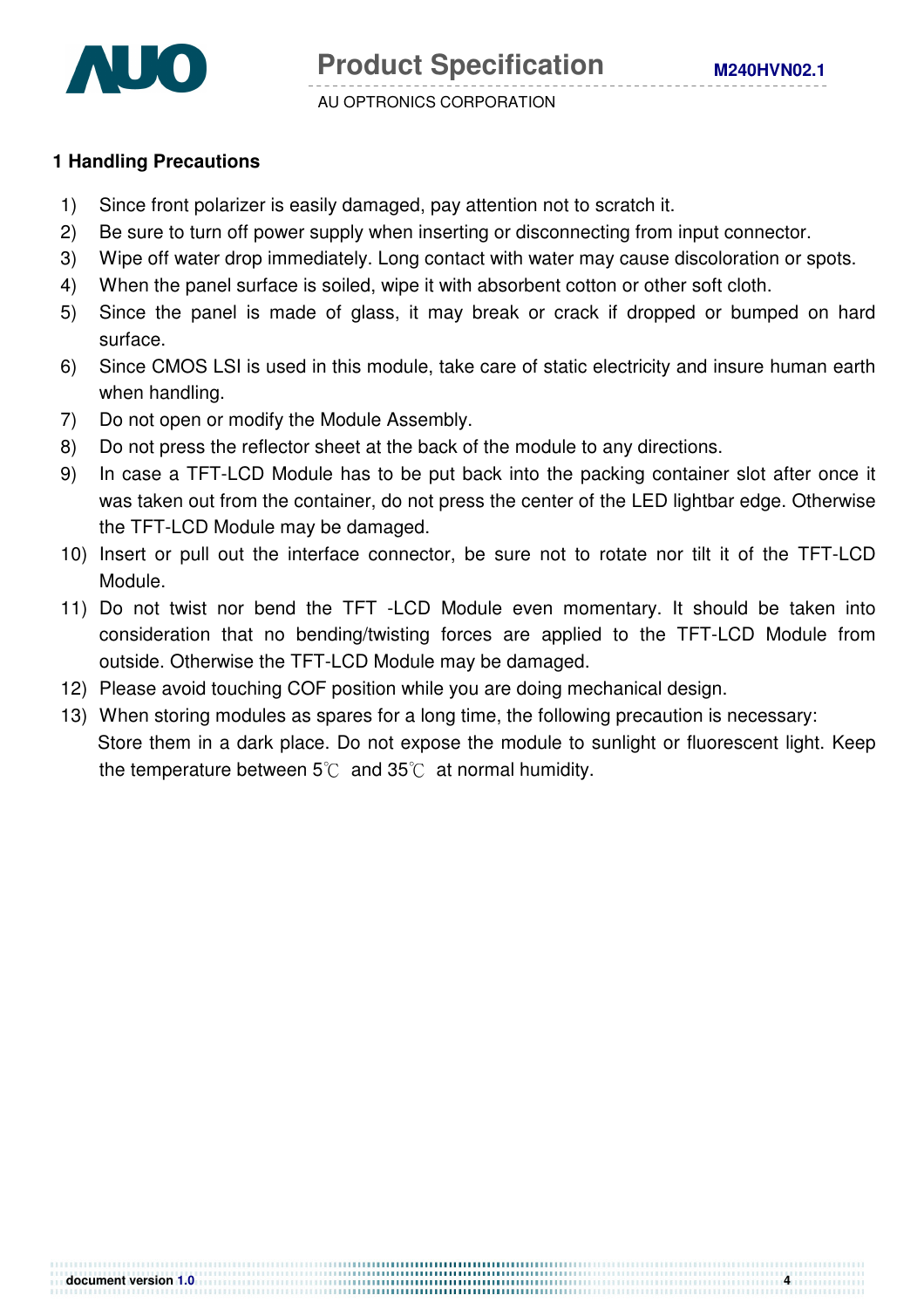## 1 Handling Precautions

1) Since front polarizer is easily damaged, pay attention not to scratch it.
2) Be sure to turn off power supply when inserting or disconnecting from input connector.
3) Wipe off water drop immediately. Long contact with water may cause discoloration or spots.
4) When the panel surface is soiled, wipe it with absorbent cotton or other soft cloth.
5) Since the panel is made of glass, it may break or crack if dropped or bumped on hard surface.
6) Since CMOS LSI is used in this module, take care of static electricity and insure human earth when handling.
7) Do not open or modify the Module Assembly.
8) Do not press the reflector sheet at the back of the module to any directions.
9) In case a TFT-LCD Module has to be put back into the packing container slot after once it was taken out from the container, do not press the center of the LED lightbar edge. Otherwise the TFT-LCD Module may be damaged.
10) Insert or pull out the interface connector, be sure not to rotate nor tilt it of the TFT-LCD Module.
11) Do not twist nor bend the TFT -LCD Module even momentary. It should be taken into consideration that no bending/twisting forces are applied to the TFT-LCD Module from outside. Otherwise the TFT-LCD Module may be damaged.
12) Please avoid touching COF position while you are doing mechanical design.
13) When storing modules as spares for a long time, the following precaution is necessary:
    Store them in a dark place. Do not expose the module to sunlight or fluorescent light. Keep the temperature between 5℃ and 35℃ at normal humidity.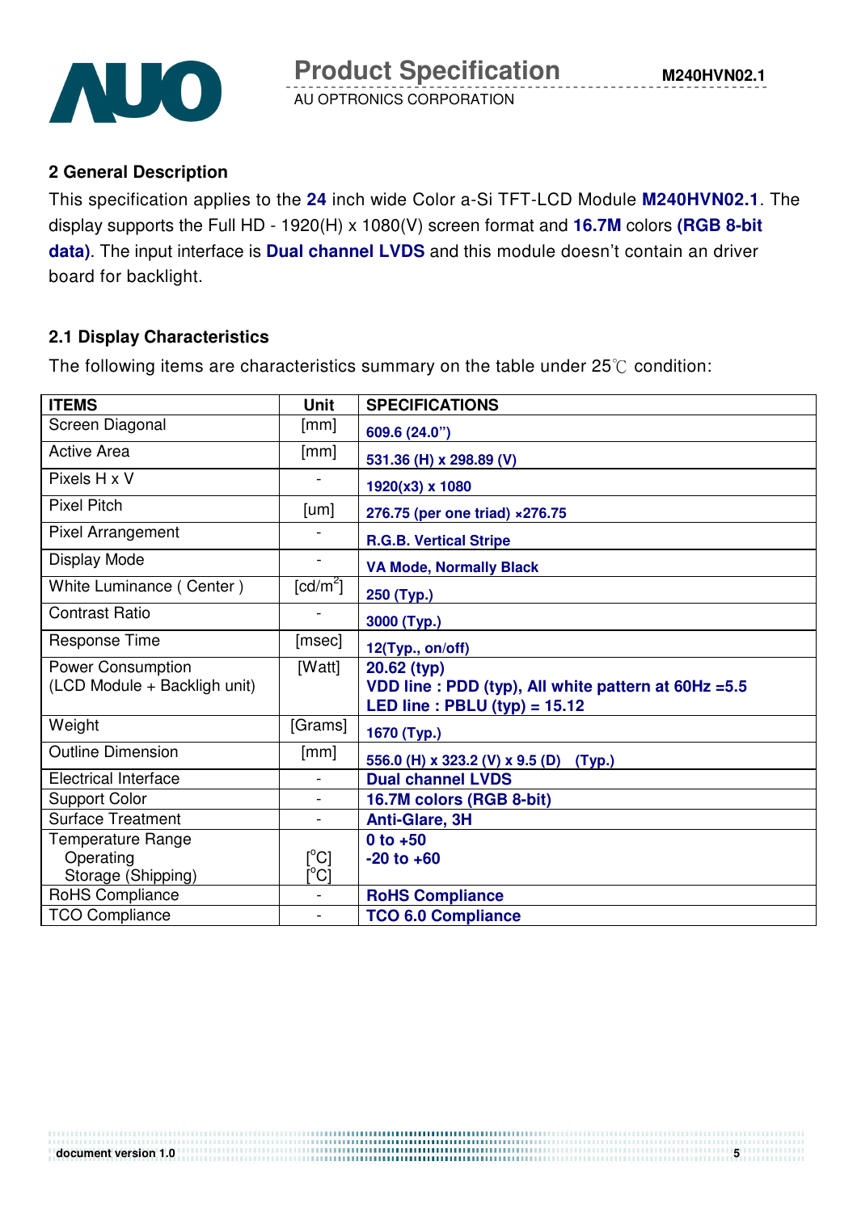## 2 General Description

This specification applies to the **24** inch wide Color a-Si TFT-LCD Module **M240HVN02.1**. The display supports the Full HD - 1920(H) x 1080(V) screen format and **16.7M** colors **(RGB 8-bit data)**. The input interface is **Dual channel LVDS** and this module doesn't contain an driver board for backlight.

### 2.1 Display Characteristics

The following items are characteristics summary on the table under 25℃ condition:

| ITEMS | Unit | SPECIFICATIONS |
|---|---|---|
| Screen Diagonal | [mm] | **609.6 (24.0")** |
| Active Area | [mm] | **531.36 (H) x 298.89 (V)** |
| Pixels H x V | - | **1920(x3) x 1080** |
| Pixel Pitch | [um] | **276.75 (per one triad) ×276.75** |
| Pixel Arrangement | - | **R.G.B. Vertical Stripe** |
| Display Mode | - | **VA Mode, Normally Black** |
| White Luminance ( Center ) | [cd/m$^2$] | **250 (Typ.)** |
| Contrast Ratio | - | **3000 (Typ.)** |
| Response Time | [msec] | **12(Typ., on/off)** |
| Power Consumption (LCD Module + Backligh unit) | [Watt] | **20.62 (typ)**<br>**VDD line : PDD (typ), All white pattern at 60Hz =5.5**<br>**LED line : PBLU (typ) = 15.12** |
| Weight | [Grams] | **1670 (Typ.)** |
| Outline Dimension | [mm] | **556.0 (H) x 323.2 (V) x 9.5 (D) (Typ.)** |
| Electrical Interface | - | **Dual channel LVDS** |
| Support Color | - | **16.7M colors (RGB 8-bit)** |
| Surface Treatment | - | **Anti-Glare, 3H** |
| Temperature Range<br>Operating<br>Storage (Shipping) | <br>[$^o$C]<br>[$^o$C] | <br>**0 to +50**<br>**-20 to +60** |
| RoHS Compliance | - | **RoHS Compliance** |
| TCO Compliance | - | **TCO 6.0 Compliance** |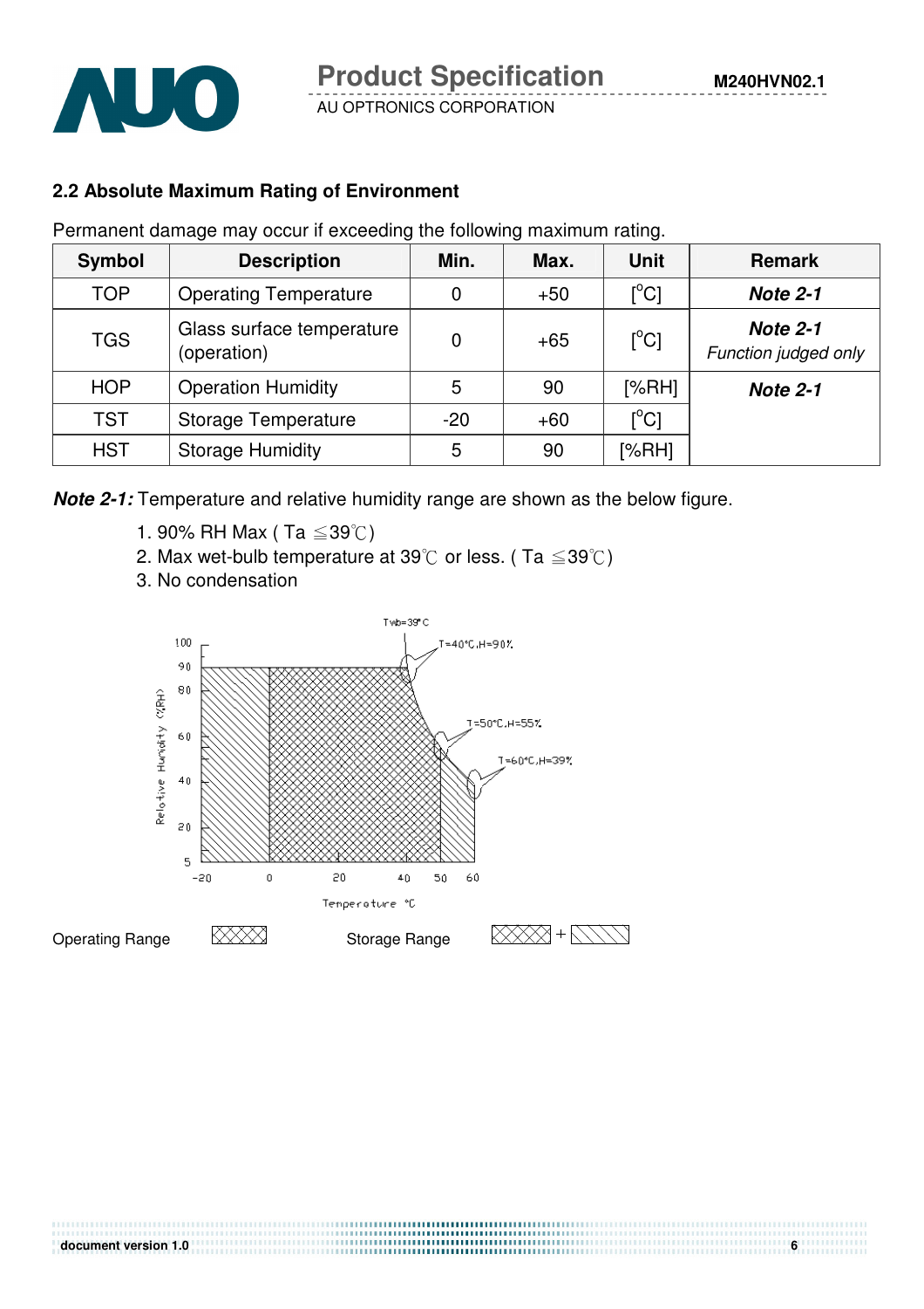### 2.2 Absolute Maximum Rating of Environment

Permanent damage may occur if exceeding the following maximum rating.

| Symbol | Description | Min. | Max. | Unit | Remark |
|---|---|---|---|---|---|
| TOP | Operating Temperature | 0 | +50 | [°C] | ***Note 2-1*** |
| TGS | Glass surface temperature (operation) | 0 | +65 | [°C] | ***Note 2-1*** *Function judged only* |
| HOP | Operation Humidity | 5 | 90 | [%RH] | ***Note 2-1*** |
| TST | Storage Temperature | -20 | +60 | [°C] | |
| HST | Storage Humidity | 5 | 90 | [%RH] | |

***Note 2-1:*** Temperature and relative humidity range are shown as the below figure.

1. 90% RH Max ( Ta ≦39℃)
2. Max wet-bulb temperature at 39℃ or less. ( Ta ≦39℃)
3. No condensation

Twb=39°C

T=40°C,H=90%

T=50°C,H=55%

T=60°C,H=39%

Relative Humidity (%RH)

Temperature °C

Operating Range

Storage Range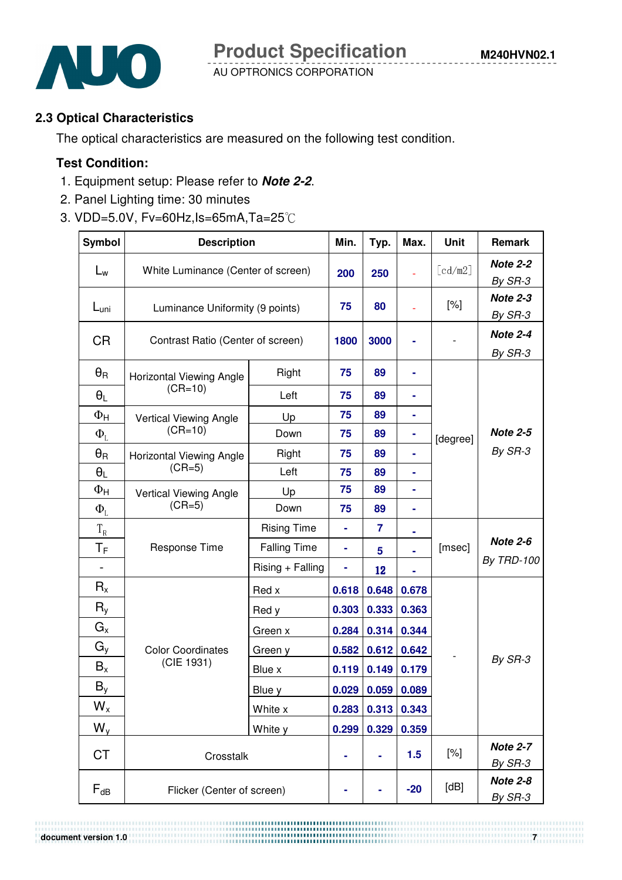## 2.3 Optical Characteristics

The optical characteristics are measured on the following test condition.

**Test Condition:**

1. Equipment setup: Please refer to ***Note 2-2***.
2. Panel Lighting time: 30 minutes
3. VDD=5.0V, Fv=60Hz,Is=65mA,Ta=25℃

| Symbol | Description | | Min. | Typ. | Max. | Unit | Remark |
|---|---|---|---|---|---|---|---|
| $L_w$ | White Luminance (Center of screen) | | 200 | 250 | - | [cd/m2] | ***Note 2-2*** *By SR-3* |
| $L_{uni}$ | Luminance Uniformity (9 points) | | 75 | 80 | - | [%] | ***Note 2-3*** *By SR-3* |
| CR | Contrast Ratio (Center of screen) | | 1800 | 3000 | - | - | ***Note 2-4*** *By SR-3* |
| $\theta_R$ | Horizontal Viewing Angle (CR=10) | Right | 75 | 89 | - | [degree] | ***Note 2-5*** *By SR-3* |
| $\theta_L$ | | Left | 75 | 89 | - | | |
| $\Phi_H$ | Vertical Viewing Angle (CR=10) | Up | 75 | 89 | - | | |
| $\Phi_L$ | | Down | 75 | 89 | - | | |
| $\theta_R$ | Horizontal Viewing Angle (CR=5) | Right | 75 | 89 | - | | |
| $\theta_L$ | | Left | 75 | 89 | - | | |
| $\Phi_H$ | Vertical Viewing Angle (CR=5) | Up | 75 | 89 | - | | |
| $\Phi_L$ | | Down | 75 | 89 | - | | |
| $T_R$ | Response Time | Rising Time | - | 7 | - | [msec] | ***Note 2-6*** *By TRD-100* |
| $T_F$ | | Falling Time | - | 5 | - | | |
| - | | Rising + Falling | - | 12 | - | | |
| $R_x$ | Color Coordinates (CIE 1931) | Red x | 0.618 | 0.648 | 0.678 | - | *By SR-3* |
| $R_y$ | | Red y | 0.303 | 0.333 | 0.363 | | |
| $G_x$ | | Green x | 0.284 | 0.314 | 0.344 | | |
| $G_y$ | | Green y | 0.582 | 0.612 | 0.642 | | |
| $B_x$ | | Blue x | 0.119 | 0.149 | 0.179 | | |
| $B_y$ | | Blue y | 0.029 | 0.059 | 0.089 | | |
| $W_x$ | | White x | 0.283 | 0.313 | 0.343 | | |
| $W_y$ | | White y | 0.299 | 0.329 | 0.359 | | |
| CT | Crosstalk | | - | - | 1.5 | [%] | ***Note 2-7*** *By SR-3* |
| $F_{dB}$ | Flicker (Center of screen) | | - | - | -20 | [dB] | ***Note 2-8*** *By SR-3* |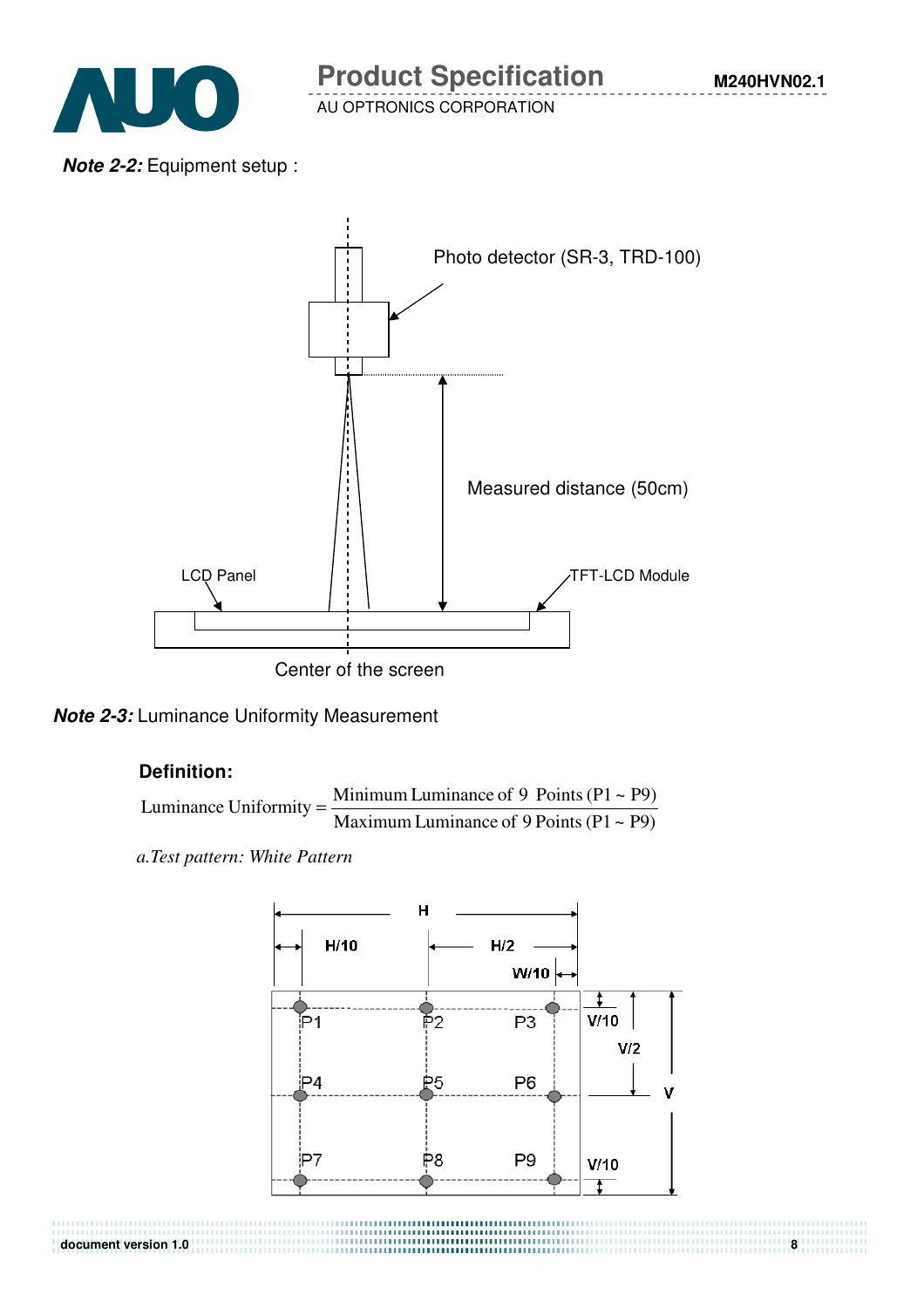**Note 2-2:** Equipment setup :

Photo detector (SR-3, TRD-100)

Measured distance (50cm)

LCD Panel

TFT-LCD Module

Center of the screen

**Note 2-3:** Luminance Uniformity Measurement

**Definition:**

$$\text{Luminance Uniformity} = \frac{\text{Minimum Luminance of 9 Points (P1} \sim \text{P9)}}{\text{Maximum Luminance of 9 Points (P1} \sim \text{P9)}}$$

*a.Test pattern: White Pattern*

H

H/10

H/2

W/10

V/10

V/2

V

V/10

P1 P2 P3

P4 P5 P6

P7 P8 P9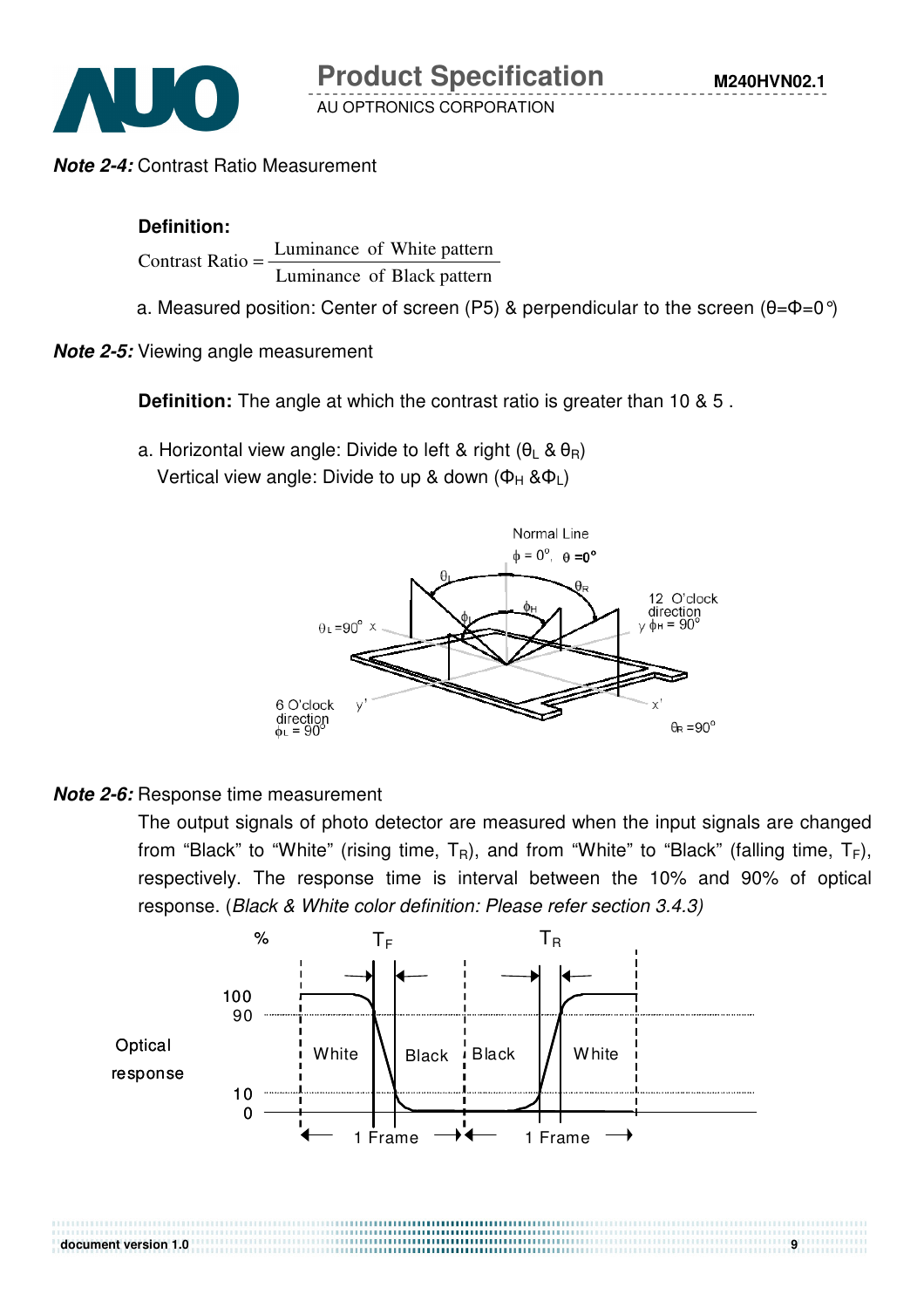***Note 2-4:*** Contrast Ratio Measurement

**Definition:**

$$\text{Contrast Ratio} = \frac{\text{Luminance of White pattern}}{\text{Luminance of Black pattern}}$$

a. Measured position: Center of screen (P5) & perpendicular to the screen ($\theta$=$\Phi$=0°)

***Note 2-5:*** Viewing angle measurement

**Definition:** The angle at which the contrast ratio is greater than 10 & 5 .

a. Horizontal view angle: Divide to left & right ($\theta_L$ & $\theta_R$)
   Vertical view angle: Divide to up & down ($\Phi_H$ &$\Phi_L$)

***Note 2-6:*** Response time measurement

The output signals of photo detector are measured when the input signals are changed from "Black" to "White" (rising time, $T_R$), and from "White" to "Black" (falling time, $T_F$), respectively. The response time is interval between the 10% and 90% of optical response. (*Black & White color definition: Please refer section 3.4.3)*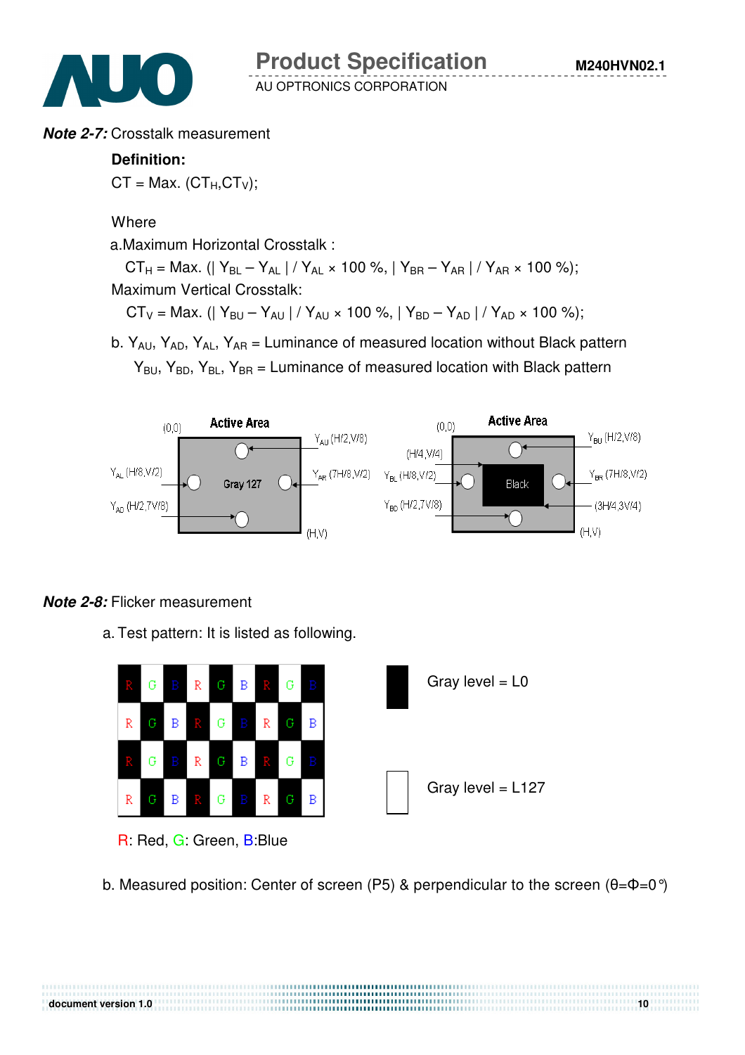***Note 2-7:*** Crosstalk measurement

**Definition:**

CT = Max. ($CT_H$,$CT_V$);

Where

a.Maximum Horizontal Crosstalk :

$CT_H$ = Max. (| $Y_{BL}$ – $Y_{AL}$ | / $Y_{AL}$ × 100 %, | $Y_{BR}$ – $Y_{AR}$ | / $Y_{AR}$ × 100 %);

Maximum Vertical Crosstalk:

$CT_V$ = Max. (| $Y_{BU}$ – $Y_{AU}$ | / $Y_{AU}$ × 100 %, | $Y_{BD}$ – $Y_{AD}$ | / $Y_{AD}$ × 100 %);

b. $Y_{AU}$, $Y_{AD}$, $Y_{AL}$, $Y_{AR}$ = Luminance of measured location without Black pattern

$Y_{BU}$, $Y_{BD}$, $Y_{BL}$, $Y_{BR}$ = Luminance of measured location with Black pattern

(0,0) Active Area — Gray 127; $Y_{AU}$ (H/2,V/8); $Y_{AL}$ (H/8,V/2); $Y_{AR}$ (7H/8,V/2); $Y_{AD}$ (H/2,7V/8); (H,V)

(0,0) Active Area — Black; (H/4,V/4); (3H/4,3V/4); $Y_{BU}$ (H/2,V/8); $Y_{BL}$ (H/8,V/2); $Y_{BR}$ (7H/8,V/2); $Y_{BD}$ (H/2,7V/8); (H,V)

***Note 2-8:*** Flicker measurement

a. Test pattern: It is listed as following.

| R | G | B | R | G | B | R | G | B |
|---|---|---|---|---|---|---|---|---|
| R | G | B | R | G | B | R | G | B |
| R | G | B | R | G | B | R | G | B |
| R | G | B | R | G | B | R | G | B |

Gray level = L0

Gray level = L127

R: Red, G: Green, B:Blue

b. Measured position: Center of screen (P5) & perpendicular to the screen (θ=Φ=0°)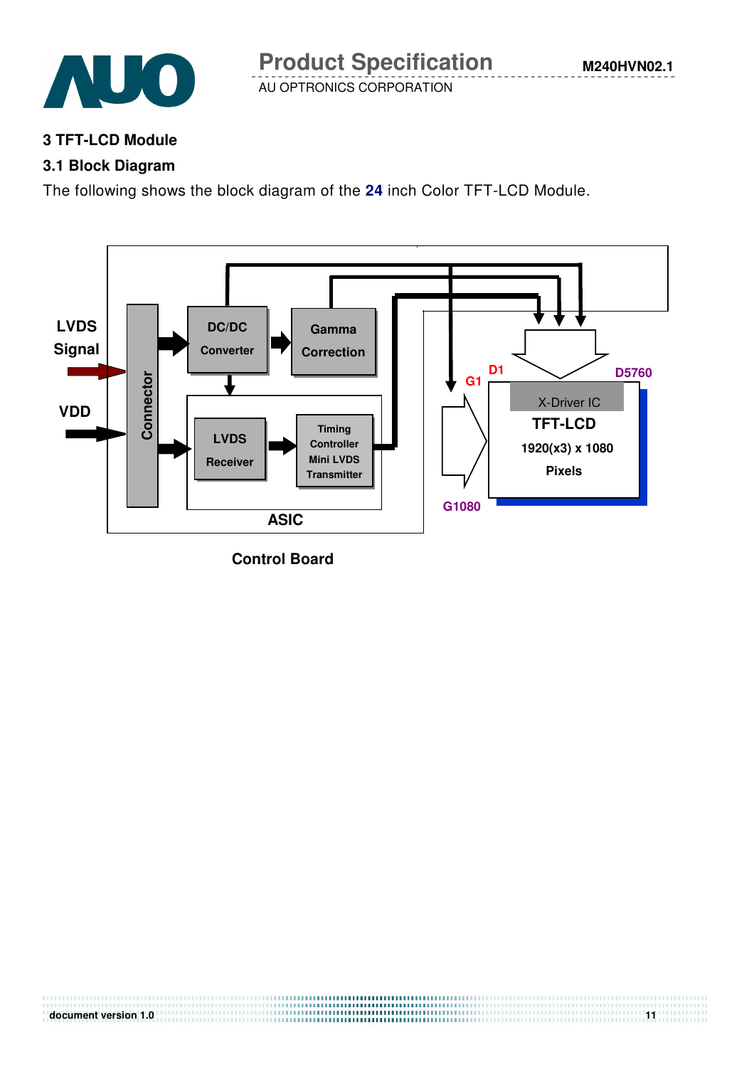## 3 TFT-LCD Module

### 3.1 Block Diagram

The following shows the block diagram of the **24** inch Color TFT-LCD Module.

LVDS Signal

VDD

Connector

DC/DC Converter

Gamma Correction

LVDS Receiver

Timing Controller Mini LVDS Transmitter

ASIC

Control Board

G1

D1

D5760

X-Driver IC

TFT-LCD

1920(x3) x 1080

Pixels

G1080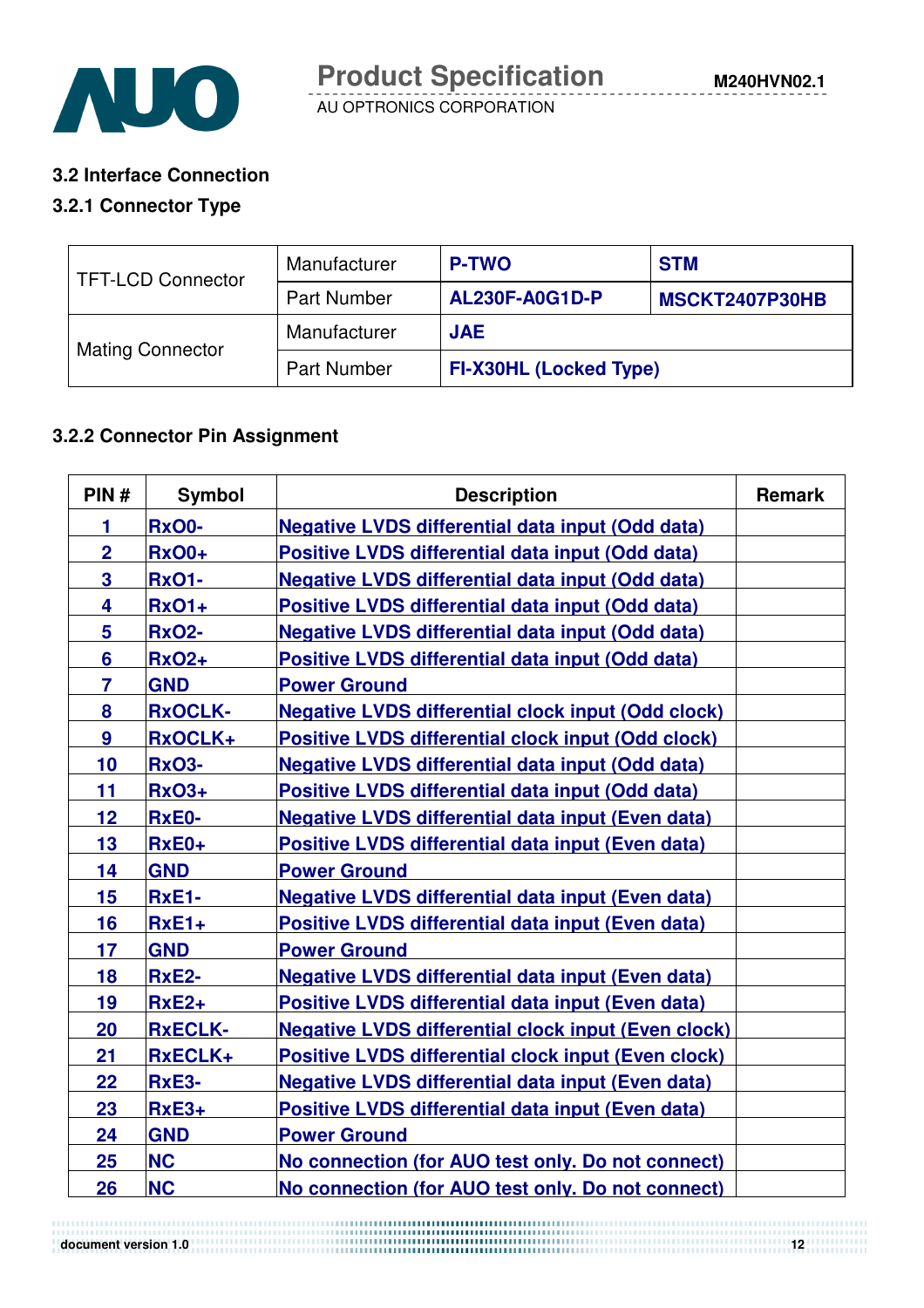### 3.2 Interface Connection

### 3.2.1 Connector Type

| | | | |
|---|---|---|---|
| TFT-LCD Connector | Manufacturer | P-TWO | STM |
| | Part Number | AL230F-A0G1D-P | MSCKT2407P30HB |
| Mating Connector | Manufacturer | JAE | |
| | Part Number | FI-X30HL (Locked Type) | |

### 3.2.2 Connector Pin Assignment

| PIN # | Symbol | Description | Remark |
|---|---|---|---|
| 1 | RxO0- | Negative LVDS differential data input (Odd data) | |
| 2 | RxO0+ | Positive LVDS differential data input (Odd data) | |
| 3 | RxO1- | Negative LVDS differential data input (Odd data) | |
| 4 | RxO1+ | Positive LVDS differential data input (Odd data) | |
| 5 | RxO2- | Negative LVDS differential data input (Odd data) | |
| 6 | RxO2+ | Positive LVDS differential data input (Odd data) | |
| 7 | GND | Power Ground | |
| 8 | RxOCLK- | Negative LVDS differential clock input (Odd clock) | |
| 9 | RxOCLK+ | Positive LVDS differential clock input (Odd clock) | |
| 10 | RxO3- | Negative LVDS differential data input (Odd data) | |
| 11 | RxO3+ | Positive LVDS differential data input (Odd data) | |
| 12 | RxE0- | Negative LVDS differential data input (Even data) | |
| 13 | RxE0+ | Positive LVDS differential data input (Even data) | |
| 14 | GND | Power Ground | |
| 15 | RxE1- | Negative LVDS differential data input (Even data) | |
| 16 | RxE1+ | Positive LVDS differential data input (Even data) | |
| 17 | GND | Power Ground | |
| 18 | RxE2- | Negative LVDS differential data input (Even data) | |
| 19 | RxE2+ | Positive LVDS differential data input (Even data) | |
| 20 | RxECLK- | Negative LVDS differential clock input (Even clock) | |
| 21 | RxECLK+ | Positive LVDS differential clock input (Even clock) | |
| 22 | RxE3- | Negative LVDS differential data input (Even data) | |
| 23 | RxE3+ | Positive LVDS differential data input (Even data) | |
| 24 | GND | Power Ground | |
| 25 | NC | No connection (for AUO test only. Do not connect) | |
| 26 | NC | No connection (for AUO test only. Do not connect) | |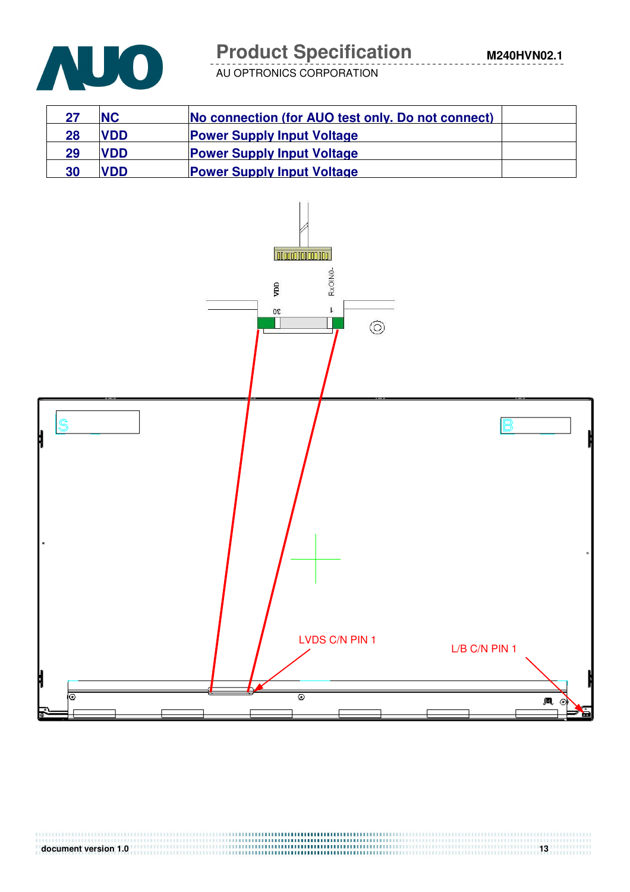| 27 | NC | No connection (for AUO test only. Do not connect) | |
|---|---|---|---|
| 28 | VDD | Power Supply Input Voltage | |
| 29 | VDD | Power Supply Input Voltage | |
| 30 | VDD | Power Supply Input Voltage | |

VDD RxOIN0-

30 1

S B

LVDS C/N PIN 1

L/B C/N PIN 1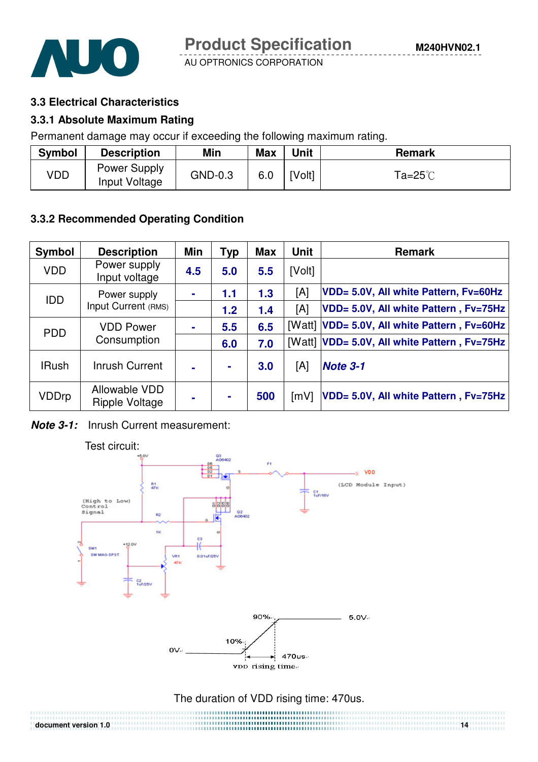### 3.3 Electrical Characteristics

### 3.3.1 Absolute Maximum Rating

Permanent damage may occur if exceeding the following maximum rating.

| Symbol | Description | Min | Max | Unit | Remark |
|---|---|---|---|---|---|
| VDD | Power Supply Input Voltage | GND-0.3 | 6.0 | [Volt] | Ta=25℃ |

### 3.3.2 Recommended Operating Condition

| Symbol | Description | Min | Typ | Max | Unit | Remark |
|---|---|---|---|---|---|---|
| VDD | Power supply Input voltage | 4.5 | 5.0 | 5.5 | [Volt] | |
| IDD | Power supply Input Current (RMS) | - | 1.1 | 1.3 | [A] | VDD= 5.0V, All white Pattern, Fv=60Hz |
| | | | 1.2 | 1.4 | [A] | VDD= 5.0V, All white Pattern , Fv=75Hz |
| PDD | VDD Power Consumption | - | 5.5 | 6.5 | [Watt] | VDD= 5.0V, All white Pattern , Fv=60Hz |
| | | | 6.0 | 7.0 | [Watt] | VDD= 5.0V, All white Pattern , Fv=75Hz |
| IRush | Inrush Current | - | - | 3.0 | [A] | *Note 3-1* |
| VDDrp | Allowable VDD Ripple Voltage | - | - | 500 | [mV] | VDD= 5.0V, All white Pattern , Fv=75Hz |

***Note 3-1:*** Inrush Current measurement:

Test circuit:

The duration of VDD rising time: 470us.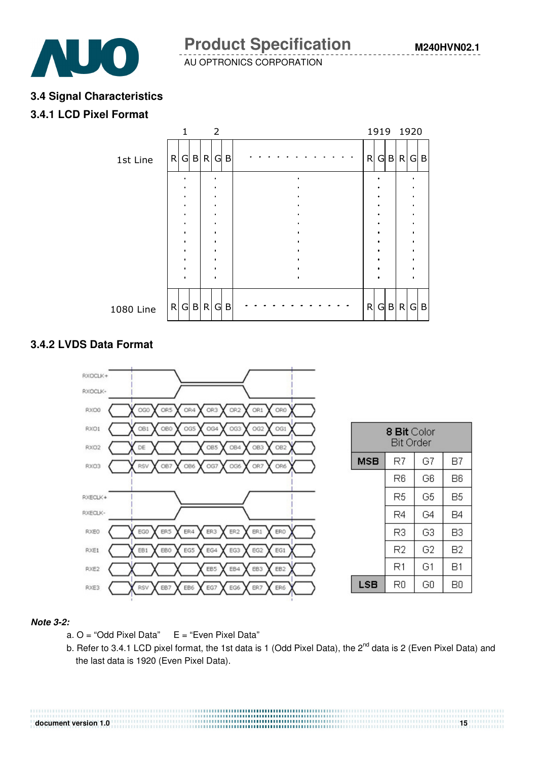## 3.4 Signal Characteristics

### 3.4.1 LCD Pixel Format

| | 1 | | | 2 | | | | 1919 | | | 1920 | | |
|---|---|---|---|---|---|---|---|---|---|---|---|---|---|
| 1st Line | R | G | B | R | G | B | . . . . . . . . . . . . | R | G | B | R | G | B |
| | . | | | . | | | . | . | | | . | | |
| 1080 Line | R | G | B | R | G | B | . . . . . . . . . . . . | R | G | B | R | G | B |

### 3.4.2 LVDS Data Format

| Signal | | | | | | | |
|---|---|---|---|---|---|---|---|
| RXOCLK+ | | | | | | | |
| RXOCLK- | | | | | | | |
| RXO0 | OG0 | OR5 | OR4 | OR3 | OR2 | OR1 | OR0 |
| RXO1 | OB1 | OB0 | OG5 | OG4 | OG3 | OG2 | OG1 |
| RXO2 | DE | | | OB5 | OB4 | OB3 | OB2 |
| RXO3 | RSV | OB7 | OB6 | OG7 | OG6 | OR7 | OR6 |
| RXECLK+ | | | | | | | |
| RXECLK- | | | | | | | |
| RXE0 | EG0 | ER5 | ER4 | ER3 | ER2 | ER1 | ER0 |
| RXE1 | EB1 | EB0 | EG5 | EG4 | EG3 | EG2 | EG1 |
| RXE2 | | | | EB5 | EB4 | EB3 | EB2 |
| RXE3 | RSV | EB7 | EB6 | EG7 | EG6 | ER7 | ER6 |

| **8 Bit** Color Bit Order | | | |
|---|---|---|---|
| **MSB** | R7 | G7 | B7 |
| | R6 | G6 | B6 |
| | R5 | G5 | B5 |
| | R4 | G4 | B4 |
| | R3 | G3 | B3 |
| | R2 | G2 | B2 |
| | R1 | G1 | B1 |
| **LSB** | R0 | G0 | B0 |

***Note 3-2:***

a. O = "Odd Pixel Data"  E = "Even Pixel Data"

b. Refer to 3.4.1 LCD pixel format, the 1st data is 1 (Odd Pixel Data), the 2nd data is 2 (Even Pixel Data) and the last data is 1920 (Even Pixel Data).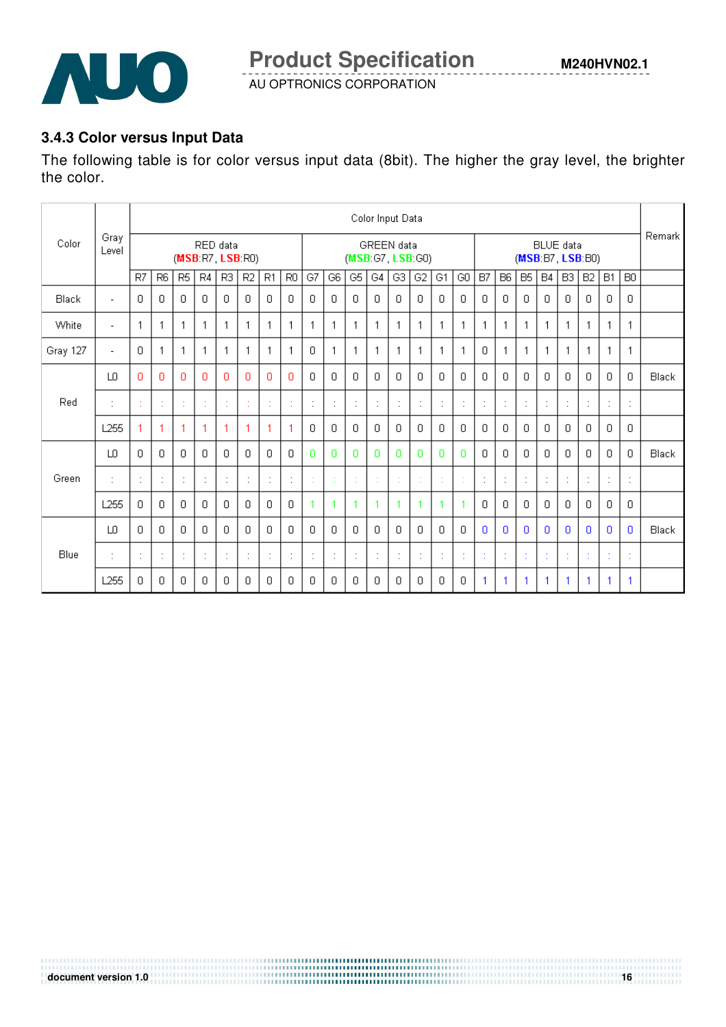### 3.4.3 Color versus Input Data

The following table is for color versus input data (8bit). The higher the gray level, the brighter the color.

| Color | Gray Level | Color Input Data | | | | | | | | | | | | | | | | | | | | | | | | Remark |
|---|---|---|---|---|---|---|---|---|---|---|---|---|---|---|---|---|---|---|---|---|---|---|---|---|---|---|
| | | RED data (MSB:R7, LSB:R0) | | | | | | | | GREEN data (MSB:G7, LSB:G0) | | | | | | | | BLUE data (MSB:B7, LSB:B0) | | | | | | | | |
| | | R7 | R6 | R5 | R4 | R3 | R2 | R1 | R0 | G7 | G6 | G5 | G4 | G3 | G2 | G1 | G0 | B7 | B6 | B5 | B4 | B3 | B2 | B1 | B0 | |
| Black | - | 0 | 0 | 0 | 0 | 0 | 0 | 0 | 0 | 0 | 0 | 0 | 0 | 0 | 0 | 0 | 0 | 0 | 0 | 0 | 0 | 0 | 0 | 0 | 0 | |
| White | - | 1 | 1 | 1 | 1 | 1 | 1 | 1 | 1 | 1 | 1 | 1 | 1 | 1 | 1 | 1 | 1 | 1 | 1 | 1 | 1 | 1 | 1 | 1 | 1 | |
| Gray 127 | - | 0 | 1 | 1 | 1 | 1 | 1 | 1 | 1 | 0 | 1 | 1 | 1 | 1 | 1 | 1 | 1 | 0 | 1 | 1 | 1 | 1 | 1 | 1 | 1 | |
| Red | L0 | 0 | 0 | 0 | 0 | 0 | 0 | 0 | 0 | 0 | 0 | 0 | 0 | 0 | 0 | 0 | 0 | 0 | 0 | 0 | 0 | 0 | 0 | 0 | 0 | Black |
| | : | : | : | : | : | : | : | : | : | : | : | : | : | : | : | : | : | : | : | : | : | : | : | : | : | |
| | L255 | 1 | 1 | 1 | 1 | 1 | 1 | 1 | 1 | 0 | 0 | 0 | 0 | 0 | 0 | 0 | 0 | 0 | 0 | 0 | 0 | 0 | 0 | 0 | 0 | |
| Green | L0 | 0 | 0 | 0 | 0 | 0 | 0 | 0 | 0 | 0 | 0 | 0 | 0 | 0 | 0 | 0 | 0 | 0 | 0 | 0 | 0 | 0 | 0 | 0 | 0 | Black |
| | : | : | : | : | : | : | : | : | : | : | : | : | : | : | : | : | : | : | : | : | : | : | : | : | : | |
| | L255 | 0 | 0 | 0 | 0 | 0 | 0 | 0 | 0 | 1 | 1 | 1 | 1 | 1 | 1 | 1 | 1 | 0 | 0 | 0 | 0 | 0 | 0 | 0 | 0 | |
| Blue | L0 | 0 | 0 | 0 | 0 | 0 | 0 | 0 | 0 | 0 | 0 | 0 | 0 | 0 | 0 | 0 | 0 | 0 | 0 | 0 | 0 | 0 | 0 | 0 | 0 | Black |
| | : | : | : | : | : | : | : | : | : | : | : | : | : | : | : | : | : | : | : | : | : | : | : | : | : | |
| | L255 | 0 | 0 | 0 | 0 | 0 | 0 | 0 | 0 | 0 | 0 | 0 | 0 | 0 | 0 | 0 | 0 | 1 | 1 | 1 | 1 | 1 | 1 | 1 | 1 | |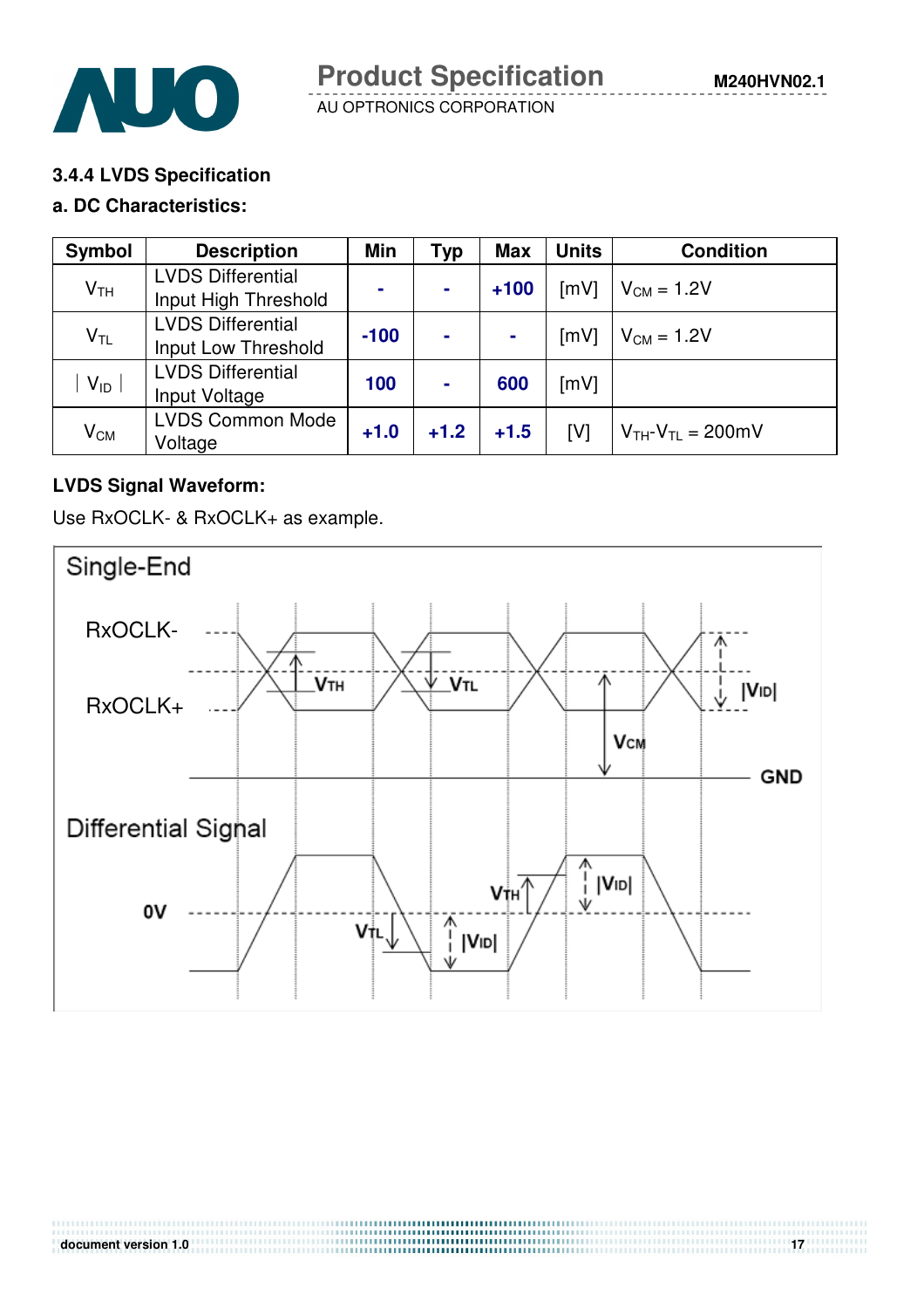### 3.4.4 LVDS Specification

**a. DC Characteristics:**

| Symbol | Description | Min | Typ | Max | Units | Condition |
|---|---|---|---|---|---|---|
| $V_{TH}$ | LVDS Differential Input High Threshold | - | - | +100 | [mV] | $V_{CM}$ = 1.2V |
| $V_{TL}$ | LVDS Differential Input Low Threshold | -100 | - | - | [mV] | $V_{CM}$ = 1.2V |
| $\vert V_{ID} \vert$ | LVDS Differential Input Voltage | 100 | - | 600 | [mV] | |
| $V_{CM}$ | LVDS Common Mode Voltage | +1.0 | +1.2 | +1.5 | [V] | $V_{TH}$-$V_{TL}$ = 200mV |

**LVDS Signal Waveform:**

Use RxOCLK- & RxOCLK+ as example.

Single-End

RxOCLK-

RxOCLK+

$V_{TH}$ $V_{TL}$ $V_{CM}$ $|V_{ID}|$ GND

Differential Signal

0V

$V_{TH}$ $V_{TL}$ $|V_{ID}|$ $|V_{ID}|$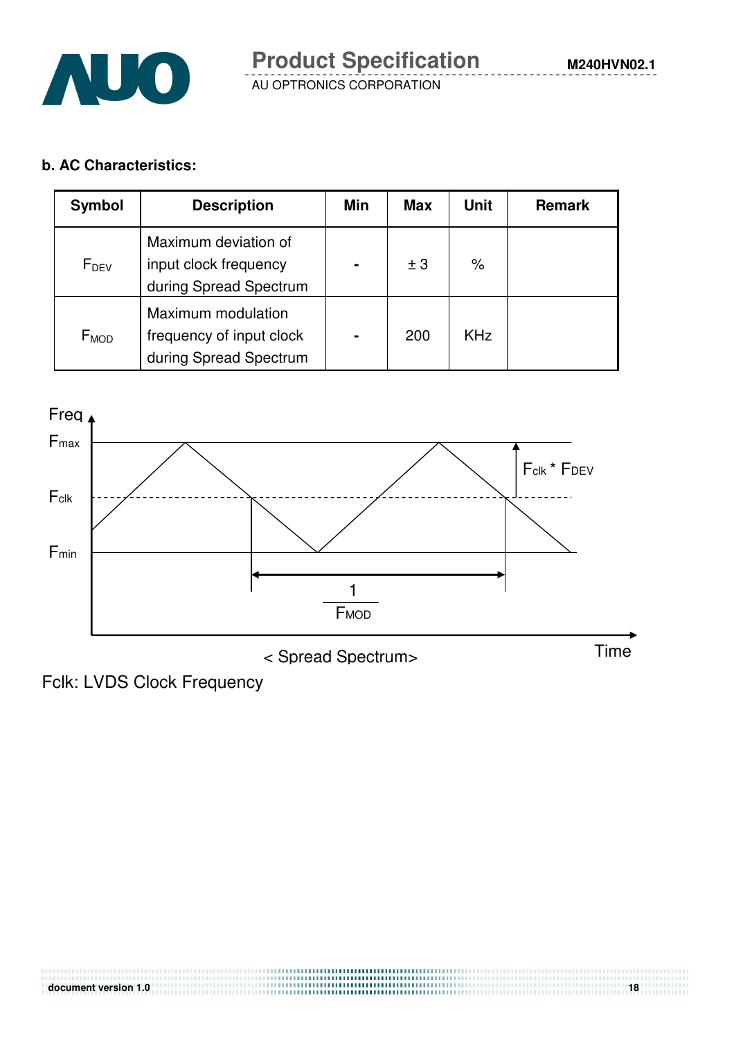**b. AC Characteristics:**

| Symbol | Description | Min | Max | Unit | Remark |
|---|---|---|---|---|---|
| $F_{DEV}$ | Maximum deviation of input clock frequency during Spread Spectrum | - | ± 3 | % | |
| $F_{MOD}$ | Maximum modulation frequency of input clock during Spread Spectrum | - | 200 | KHz | |

Freq

$F_{max}$

$F_{clk}$

$F_{min}$

$F_{clk}$ * $F_{DEV}$

$\frac{1}{F_{MOD}}$

Time

< Spread Spectrum>

Fclk: LVDS Clock Frequency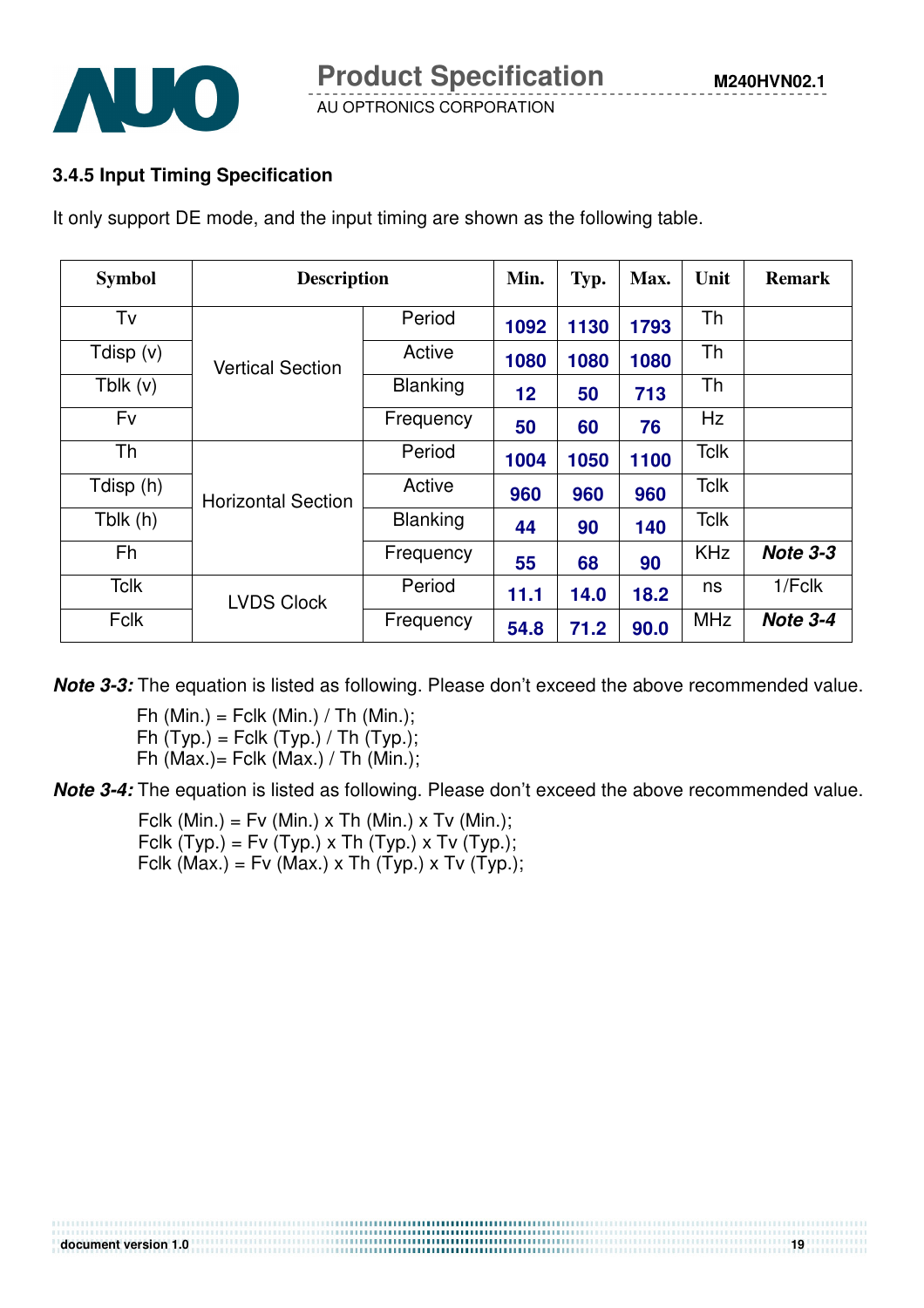### 3.4.5 Input Timing Specification

It only support DE mode, and the input timing are shown as the following table.

| Symbol | Description | | Min. | Typ. | Max. | Unit | Remark |
|---|---|---|---|---|---|---|---|
| Tv | Vertical Section | Period | 1092 | 1130 | 1793 | Th | |
| Tdisp (v) | | Active | 1080 | 1080 | 1080 | Th | |
| Tblk (v) | | Blanking | 12 | 50 | 713 | Th | |
| Fv | | Frequency | 50 | 60 | 76 | Hz | |
| Th | Horizontal Section | Period | 1004 | 1050 | 1100 | Tclk | |
| Tdisp (h) | | Active | 960 | 960 | 960 | Tclk | |
| Tblk (h) | | Blanking | 44 | 90 | 140 | Tclk | |
| Fh | | Frequency | 55 | 68 | 90 | KHz | ***Note 3-3*** |
| Tclk | LVDS Clock | Period | 11.1 | 14.0 | 18.2 | ns | 1/Fclk |
| Fclk | | Frequency | 54.8 | 71.2 | 90.0 | MHz | ***Note 3-4*** |

***Note 3-3:*** The equation is listed as following. Please don't exceed the above recommended value.

Fh (Min.) = Fclk (Min.) / Th (Min.);
Fh (Typ.) = Fclk (Typ.) / Th (Typ.);
Fh (Max.)= Fclk (Max.) / Th (Min.);

***Note 3-4:*** The equation is listed as following. Please don't exceed the above recommended value.

Fclk (Min.) = Fv (Min.) x Th (Min.) x Tv (Min.);
Fclk (Typ.) = Fv (Typ.) x Th (Typ.) x Tv (Typ.);
Fclk (Max.) = Fv (Max.) x Th (Typ.) x Tv (Typ.);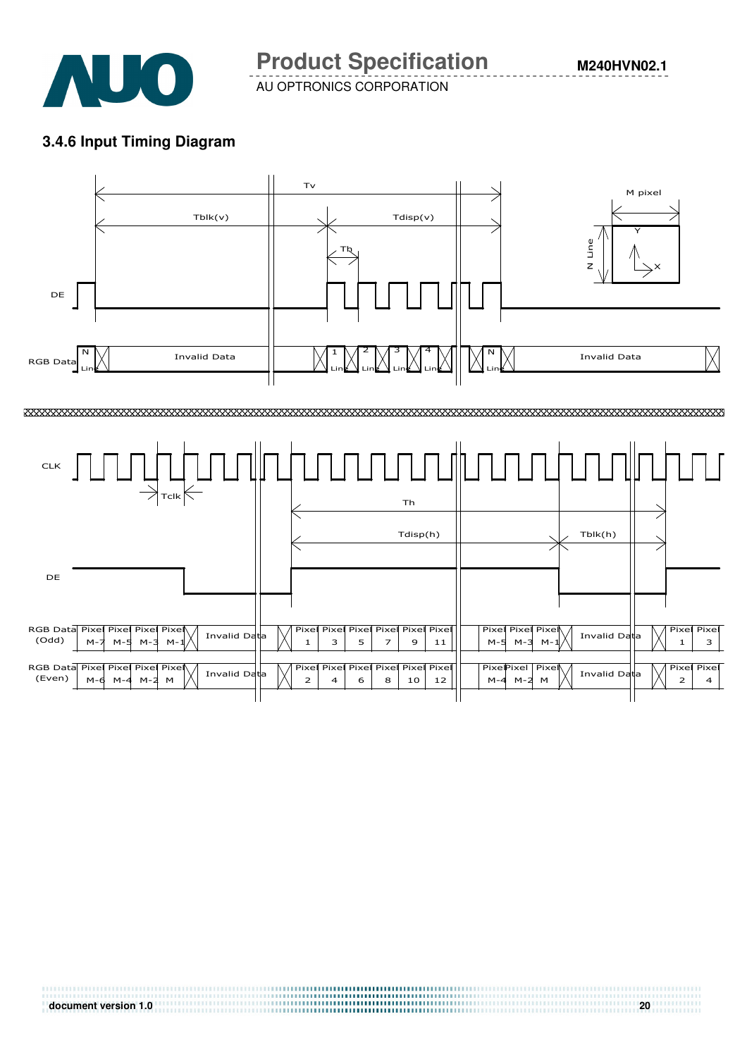### 3.4.6 Input Timing Diagram

Tv

Tblk(v) Tdisp(v)

Th

M pixel

N Line

Y

X

DE

RGB Data N Line | Invalid Data | 1 Line | 2 Line | 3 Line | 4 Line | N Line | Invalid Data

CLK

Tclk

Th

Tdisp(h) Tblk(h)

DE

RGB Data (Odd): Pixel M-7 | Pixel M-5 | Pixel M-3 | Pixel M-1 | Invalid Data | Pixel 1 | Pixel 3 | Pixel 5 | Pixel 7 | Pixel 9 | Pixel 11 | Pixel M-5 | Pixel M-3 | Pixel M-1 | Invalid Data | Pixel 1 | Pixel 3

RGB Data (Even): Pixel M-6 | Pixel M-4 | Pixel M-2 | Pixel M | Invalid Data | Pixel 2 | Pixel 4 | Pixel 6 | Pixel 8 | Pixel 10 | Pixel 12 | Pixel M-4 | Pixel M-2 | Pixel M | Invalid Data | Pixel 2 | Pixel 4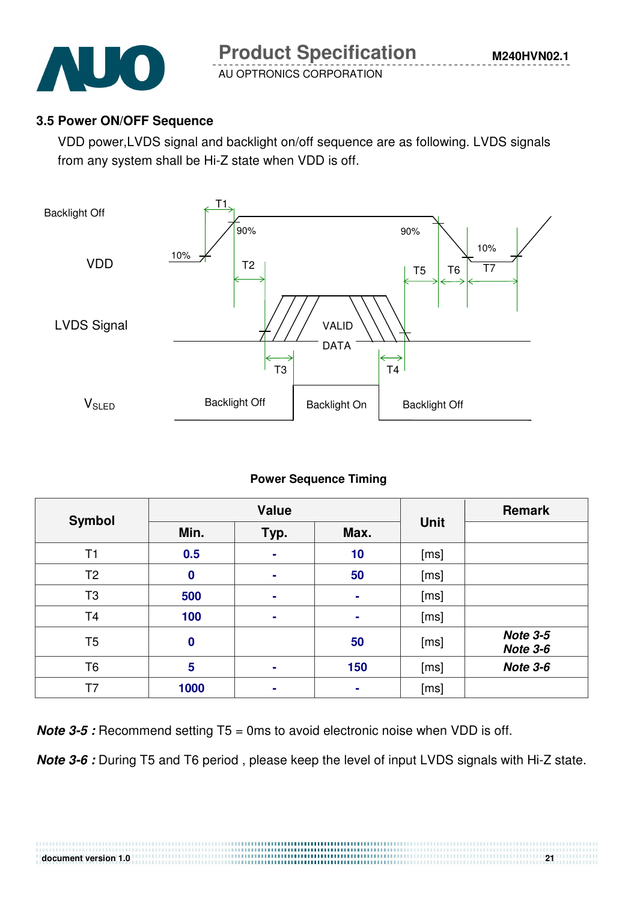### 3.5 Power ON/OFF Sequence

VDD power,LVDS signal and backlight on/off sequence are as following. LVDS signals from any system shall be Hi-Z state when VDD is off.

Backlight Off

VDD

LVDS Signal

$V_{SLED}$

T1 T2 T3 T4 T5 T6 T7

10% 90% 90% 10%

VALID DATA

Backlight Off Backlight On Backlight Off

**Power Sequence Timing**

| Symbol | Value | | | Unit | Remark |
|---|---|---|---|---|---|
| | Min. | Typ. | Max. | | |
| T1 | 0.5 | - | 10 | [ms] | |
| T2 | 0 | - | 50 | [ms] | |
| T3 | 500 | - | - | [ms] | |
| T4 | 100 | - | - | [ms] | |
| T5 | 0 | | 50 | [ms] | ***Note 3-5*** ***Note 3-6*** |
| T6 | 5 | - | 150 | [ms] | ***Note 3-6*** |
| T7 | 1000 | - | - | [ms] | |

***Note 3-5 :*** Recommend setting T5 = 0ms to avoid electronic noise when VDD is off.

***Note 3-6 :*** During T5 and T6 period , please keep the level of input LVDS signals with Hi-Z state.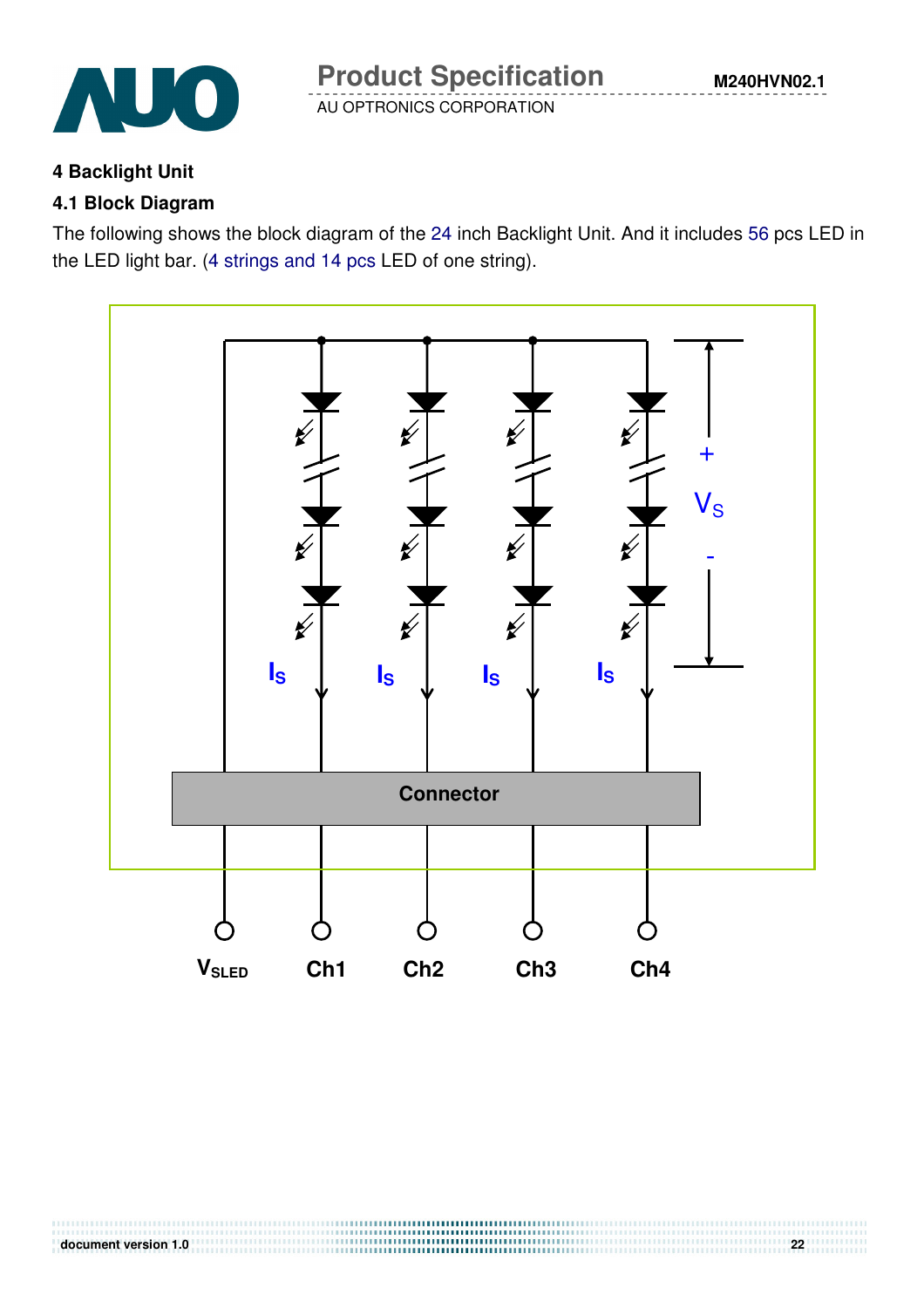## 4 Backlight Unit

### 4.1 Block Diagram

The following shows the block diagram of the 24 inch Backlight Unit. And it includes 56 pcs LED in the LED light bar. (4 strings and 14 pcs LED of one string).

+ $V_S$ -

$I_S$ $I_S$ $I_S$ $I_S$

Connector

$V_{SLED}$ Ch1 Ch2 Ch3 Ch4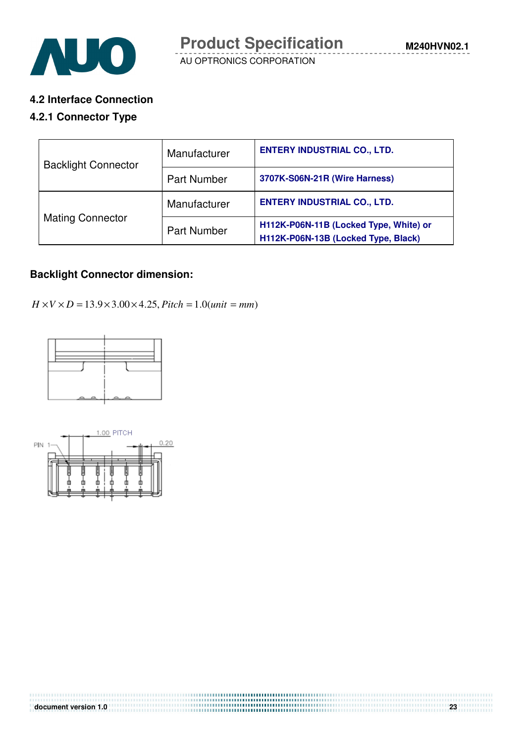## 4.2 Interface Connection

### 4.2.1 Connector Type

| | | |
|---|---|---|
| Backlight Connector | Manufacturer | **ENTERY INDUSTRIAL CO., LTD.** |
| | Part Number | **3707K-S06N-21R (Wire Harness)** |
| Mating Connector | Manufacturer | **ENTERY INDUSTRIAL CO., LTD.** |
| | Part Number | **H112K-P06N-11B (Locked Type, White) or H112K-P06N-13B (Locked Type, Black)** |

**Backlight Connector dimension:**

$H \times V \times D = 13.9 \times 3.00 \times 4.25, Pitch = 1.0(unit = mm)$

1.00 PITCH

PIN 1

0.20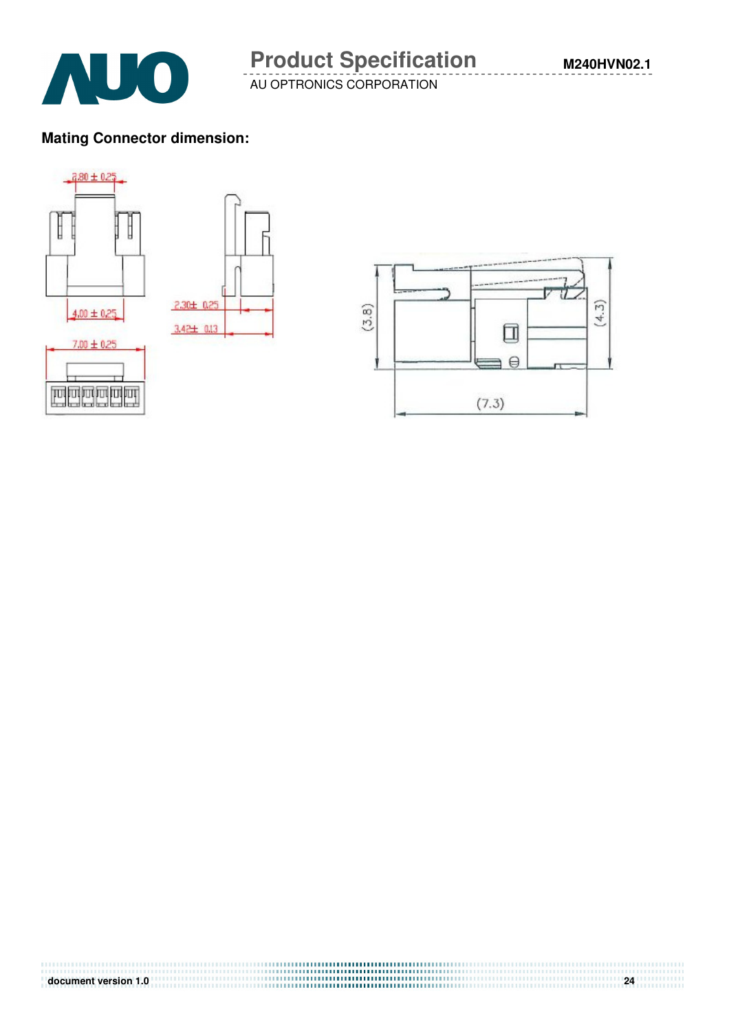**Mating Connector dimension:**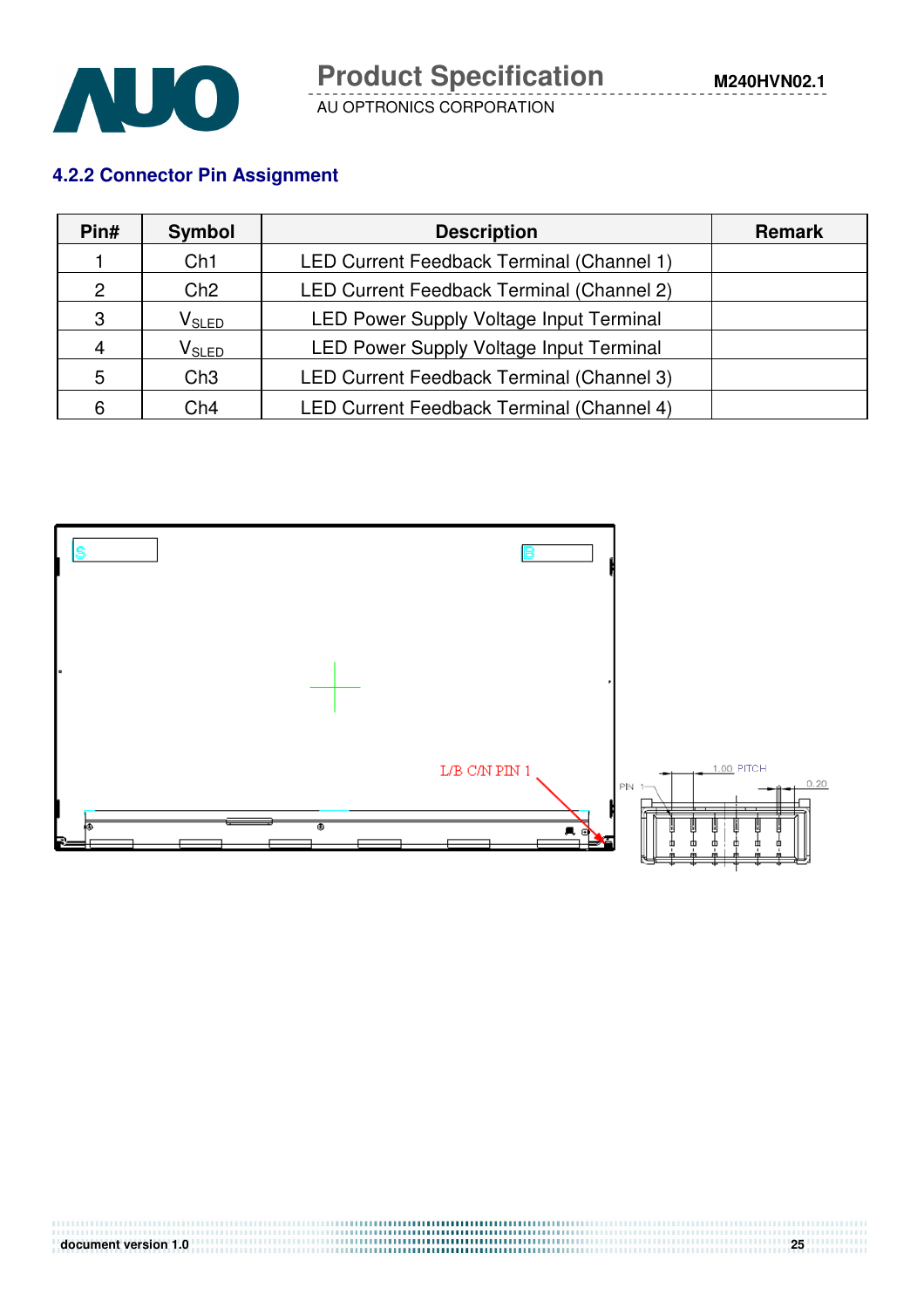### 4.2.2 Connector Pin Assignment

| Pin# | Symbol | Description | Remark |
|---|---|---|---|
| 1 | Ch1 | LED Current Feedback Terminal (Channel 1) | |
| 2 | Ch2 | LED Current Feedback Terminal (Channel 2) | |
| 3 | $V_{SLED}$ | LED Power Supply Voltage Input Terminal | |
| 4 | $V_{SLED}$ | LED Power Supply Voltage Input Terminal | |
| 5 | Ch3 | LED Current Feedback Terminal (Channel 3) | |
| 6 | Ch4 | LED Current Feedback Terminal (Channel 4) | |

L/B C/N PIN 1

PIN 1

1.00 PITCH

0.20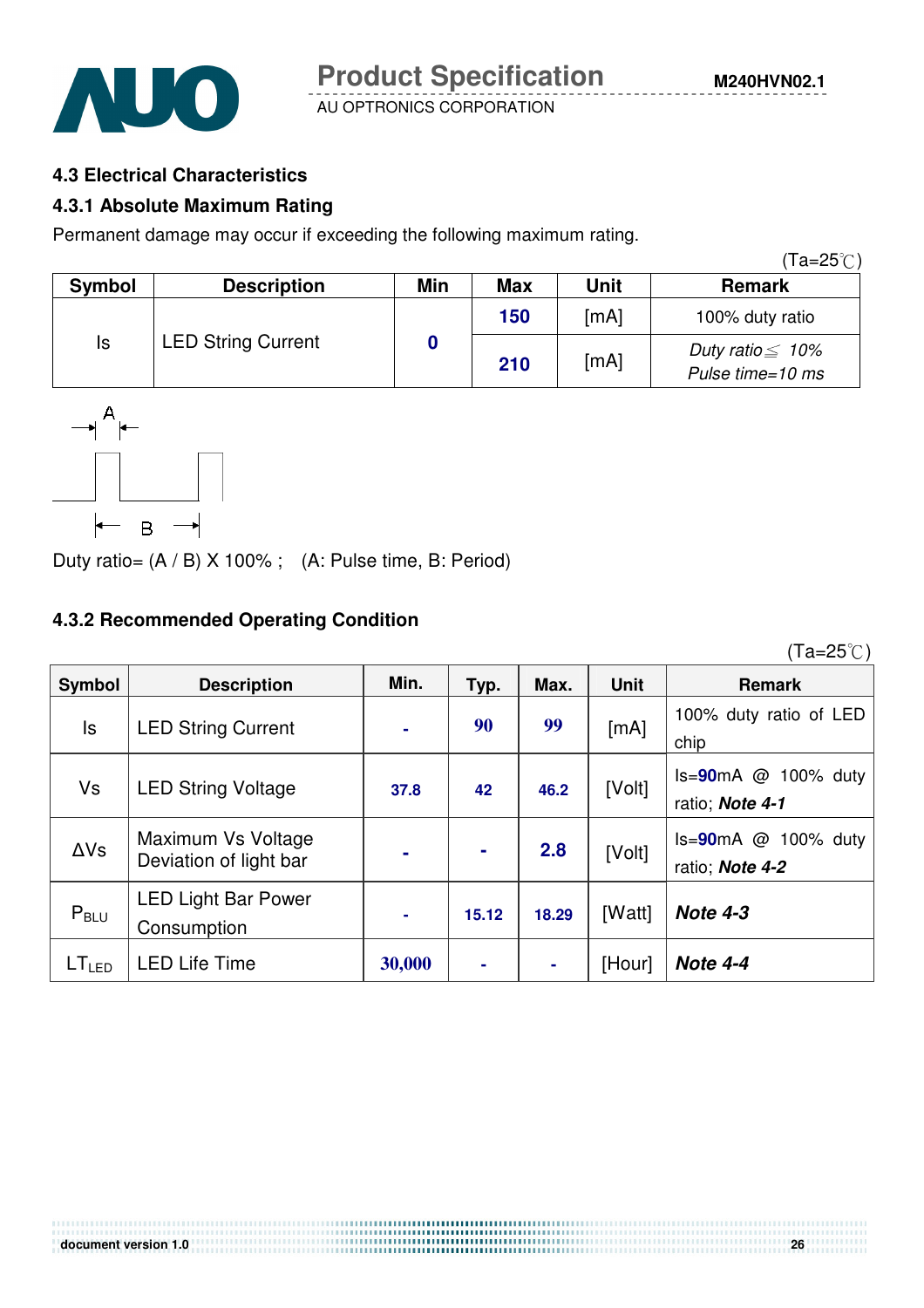### 4.3 Electrical Characteristics

### 4.3.1 Absolute Maximum Rating

Permanent damage may occur if exceeding the following maximum rating.

(Ta=25℃)

| Symbol | Description | Min | Max | Unit | Remark |
|---|---|---|---|---|---|
| Is | LED String Current | 0 | 150 | [mA] | 100% duty ratio |
| | | | 210 | [mA] | *Duty ratio ≦ 10% Pulse time=10 ms* |

Duty ratio= (A / B) X 100% ;   (A: Pulse time, B: Period)

### 4.3.2 Recommended Operating Condition

(Ta=25℃)

| Symbol | Description | Min. | Typ. | Max. | Unit | Remark |
|---|---|---|---|---|---|---|
| Is | LED String Current | - | 90 | 99 | [mA] | 100% duty ratio of LED chip |
| Vs | LED String Voltage | 37.8 | 42 | 46.2 | [Volt] | Is=90mA @ 100% duty ratio; ***Note 4-1*** |
| ΔVs | Maximum Vs Voltage Deviation of light bar | - | - | 2.8 | [Volt] | Is=90mA @ 100% duty ratio; ***Note 4-2*** |
| $P_{BLU}$ | LED Light Bar Power Consumption | - | 15.12 | 18.29 | [Watt] | ***Note 4-3*** |
| $LT_{LED}$ | LED Life Time | 30,000 | - | - | [Hour] | ***Note 4-4*** |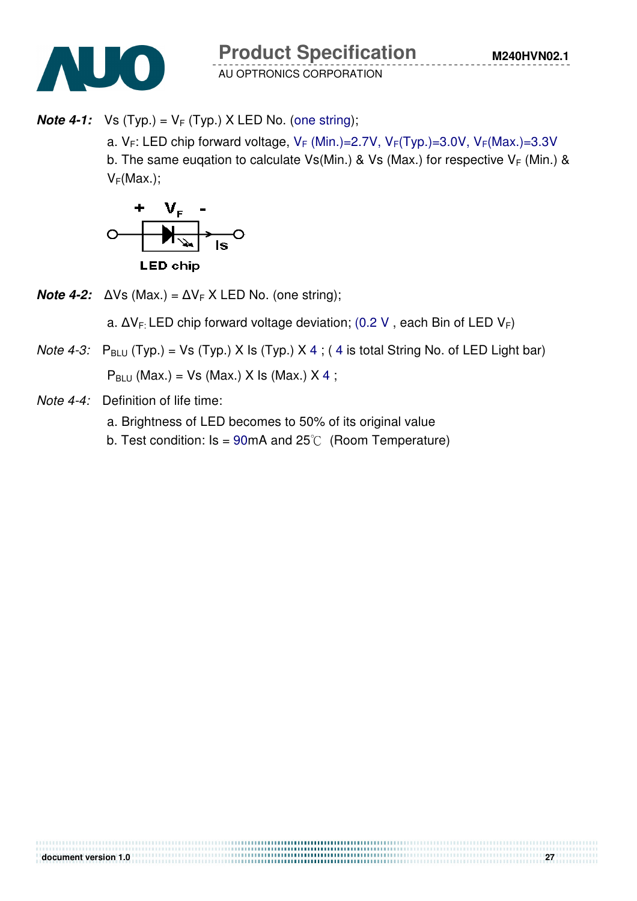***Note 4-1:*** Vs (Typ.) = $V_F$ (Typ.) X LED No. (one string);

a. $V_F$: LED chip forward voltage, $V_F$ (Min.)=2.7V, $V_F$(Typ.)=3.0V, $V_F$(Max.)=3.3V

b. The same euqation to calculate Vs(Min.) & Vs (Max.) for respective $V_F$ (Min.) & $V_F$(Max.);

+ $V_F$ -

Is

LED chip

***Note 4-2:*** ΔVs (Max.) = $\Delta V_F$ X LED No. (one string);

a. $\Delta V_F$: LED chip forward voltage deviation; (0.2 V , each Bin of LED $V_F$)

*Note 4-3:* $P_{BLU}$ (Typ.) = Vs (Typ.) X Is (Typ.) X 4 ; ( 4 is total String No. of LED Light bar)

$P_{BLU}$ (Max.) = Vs (Max.) X Is (Max.) X 4 ;

*Note 4-4:* Definition of life time:

a. Brightness of LED becomes to 50% of its original value

b. Test condition: Is = 90mA and 25℃ (Room Temperature)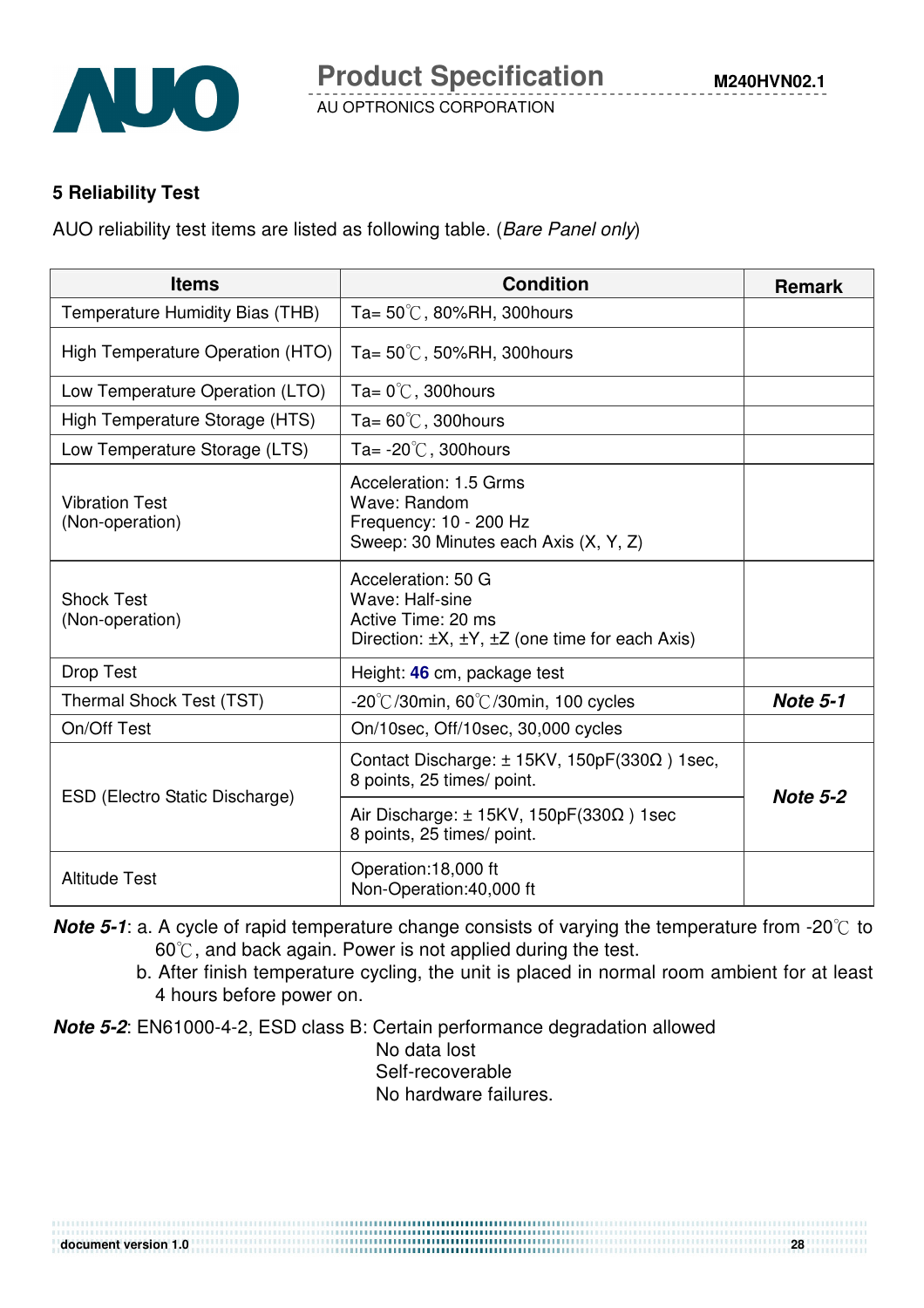## 5 Reliability Test

AUO reliability test items are listed as following table. (*Bare Panel only*)

| Items | Condition | Remark |
|---|---|---|
| Temperature Humidity Bias (THB) | Ta= 50℃, 80%RH, 300hours | |
| High Temperature Operation (HTO) | Ta= 50℃, 50%RH, 300hours | |
| Low Temperature Operation (LTO) | Ta= 0℃, 300hours | |
| High Temperature Storage (HTS) | Ta= 60℃, 300hours | |
| Low Temperature Storage (LTS) | Ta= -20℃, 300hours | |
| Vibration Test (Non-operation) | Acceleration: 1.5 Grms<br>Wave: Random<br>Frequency: 10 - 200 Hz<br>Sweep: 30 Minutes each Axis (X, Y, Z) | |
| Shock Test (Non-operation) | Acceleration: 50 G<br>Wave: Half-sine<br>Active Time: 20 ms<br>Direction: ±X, ±Y, ±Z (one time for each Axis) | |
| Drop Test | Height: **46** cm, package test | |
| Thermal Shock Test (TST) | -20℃/30min, 60℃/30min, 100 cycles | ***Note 5-1*** |
| On/Off Test | On/10sec, Off/10sec, 30,000 cycles | |
| ESD (Electro Static Discharge) | Contact Discharge: ± 15KV, 150pF(330Ω ) 1sec, 8 points, 25 times/ point. | ***Note 5-2*** |
| | Air Discharge: ± 15KV, 150pF(330Ω ) 1sec 8 points, 25 times/ point. | |
| Altitude Test | Operation:18,000 ft<br>Non-Operation:40,000 ft | |

***Note 5-1***: a. A cycle of rapid temperature change consists of varying the temperature from -20℃ to 60℃, and back again. Power is not applied during the test.

b. After finish temperature cycling, the unit is placed in normal room ambient for at least 4 hours before power on.

***Note 5-2***: EN61000-4-2, ESD class B: Certain performance degradation allowed
No data lost
Self-recoverable
No hardware failures.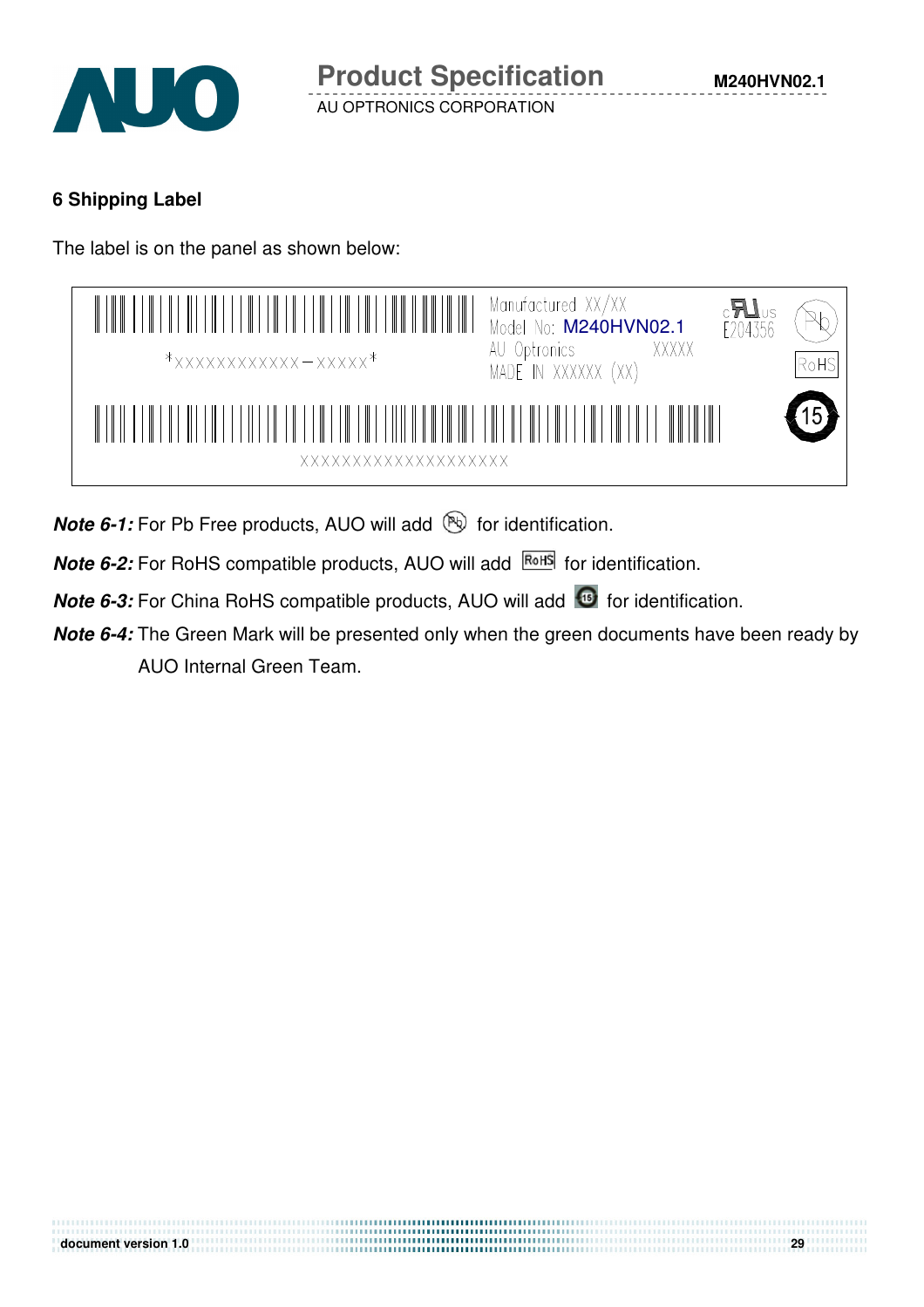## 6 Shipping Label

The label is on the panel as shown below:

*XXXXXXXXXXXX–XXXXX*

Manufactured XX/XX
Model No: M240HVN02.1
AU Optronics XXXXX
MADE IN XXXXXX (XX)

E204356

Pb

RoHS

15

XXXXXXXXXXXXXXXXXXXX

***Note 6-1:*** For Pb Free products, AUO will add Pb for identification.

***Note 6-2:*** For RoHS compatible products, AUO will add RoHS for identification.

***Note 6-3:*** For China RoHS compatible products, AUO will add 15 for identification.

***Note 6-4:*** The Green Mark will be presented only when the green documents have been ready by AUO Internal Green Team.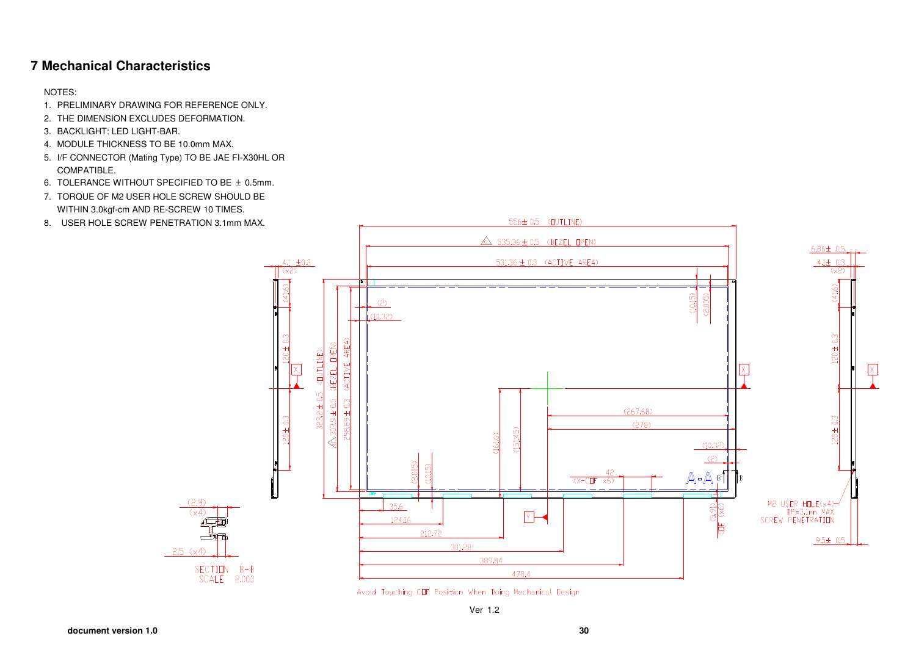# 7 Mechanical Characteristics

NOTES:

1. PRELIMINARY DRAWING FOR REFERENCE ONLY.
2. THE DIMENSION EXCLUDES DEFORMATION.
3. BACKLIGHT: LED LIGHT-BAR.
4. MODULE THICKNESS TO BE 10.0mm MAX.
5. I/F CONNECTOR (Mating Type) TO BE JAE FI-X30HL OR COMPATIBLE.
6. TOLERANCE WITHOUT SPECIFIED TO BE ± 0.5mm.
7. TORQUE OF M2 USER HOLE SCREW SHOULD BE WITHIN 3.0kgf-cm AND RE-SCREW 10 TIMES.
8. USER HOLE SCREW PENETRATION 3.1mm MAX.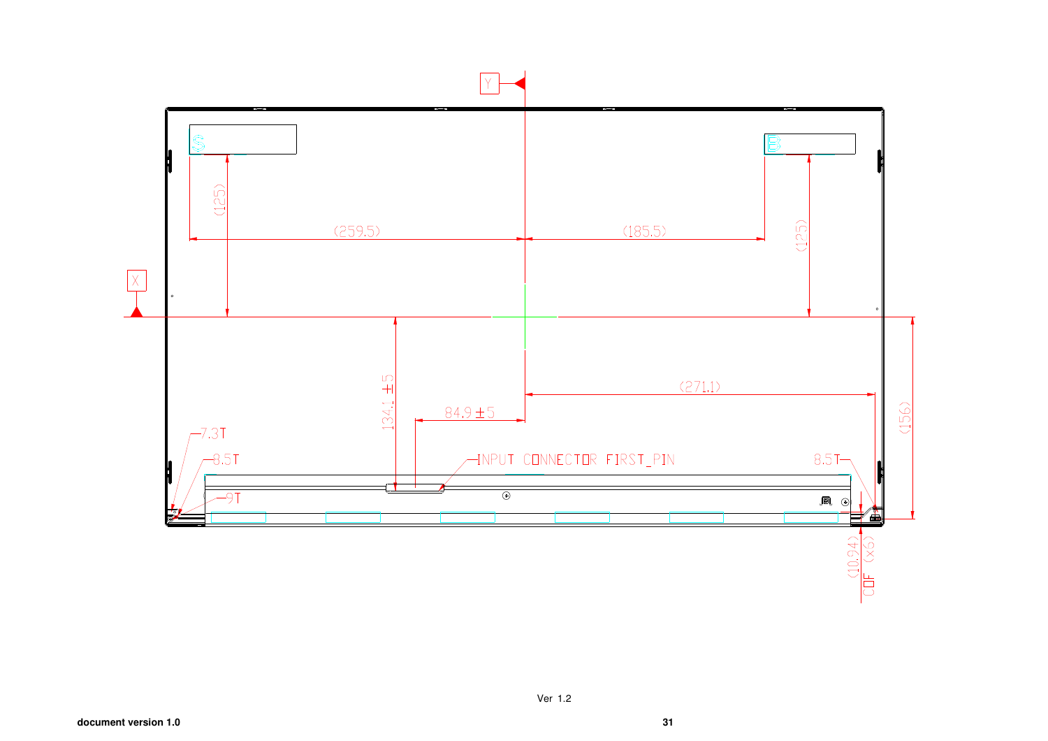Y

X

(125)

(259.5)

(185.5)

(125)

134.1 ±5

84.9 ±5

(271.1)

(156)

7.3T

8.5T

9T

INPUT CONNECTOR FIRST_PIN

8.5T

(10.94)
COF (x6)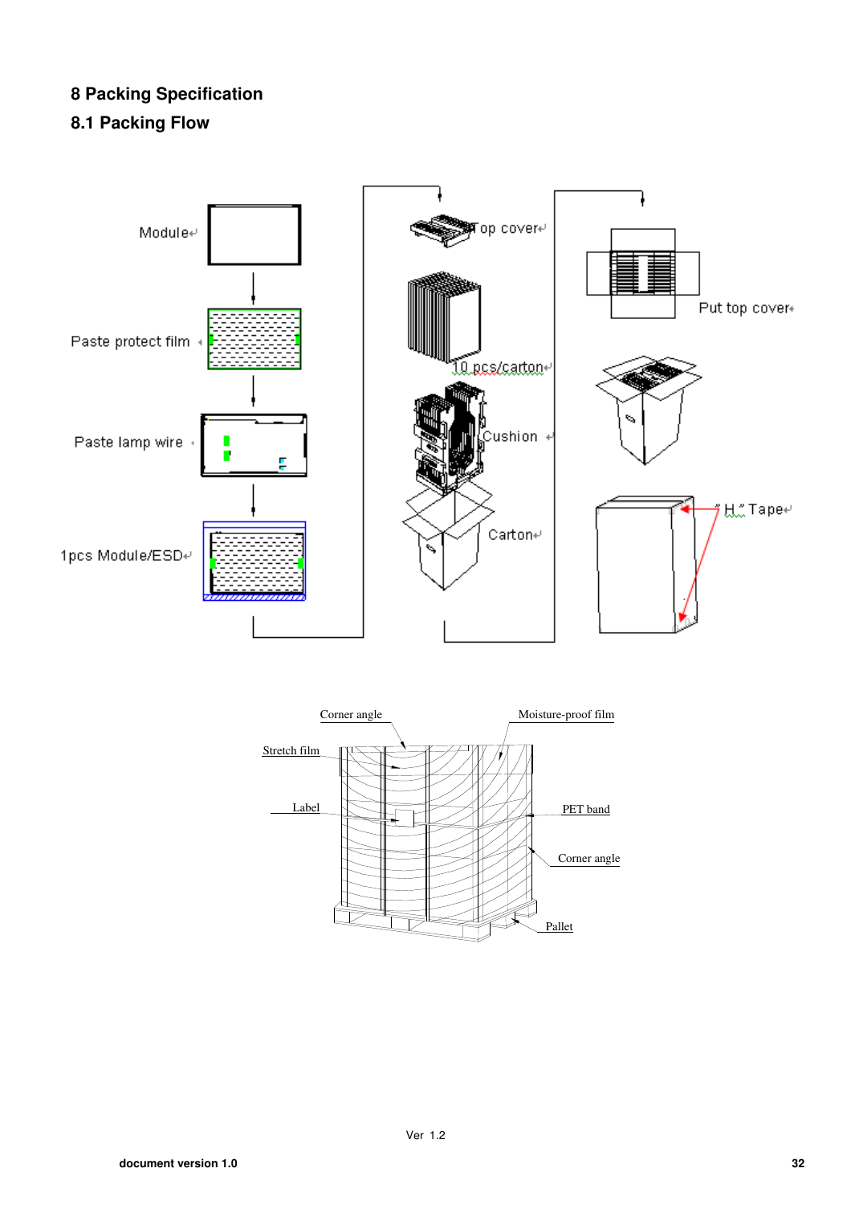# 8 Packing Specification

## 8.1 Packing Flow

Module

Paste protect film

Paste lamp wire

1pcs Module/ESD

Top cover

10 pcs/carton

Cushion

Carton

Put top cover

"H" Tape

Corner angle

Moisture-proof film

Stretch film

Label

PET band

Corner angle

Pallet

Ver 1.2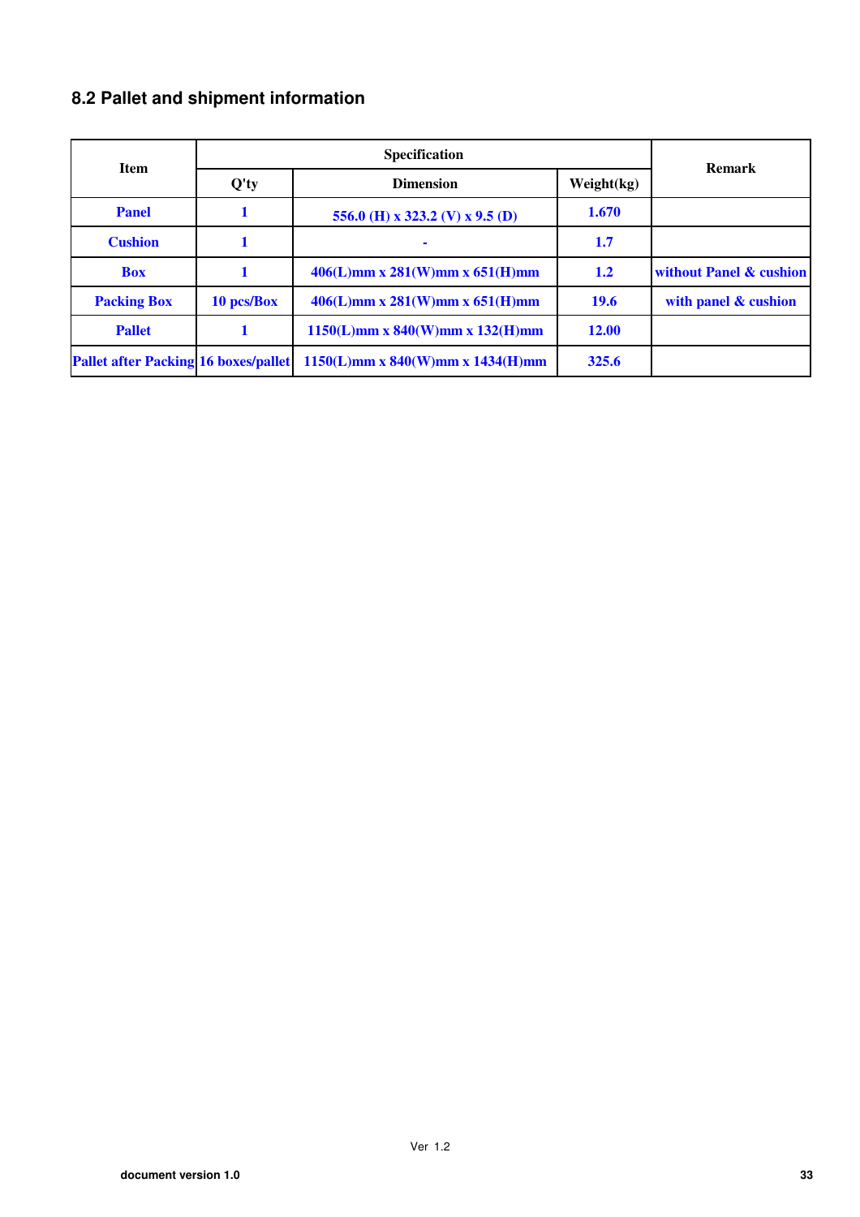## 8.2 Pallet and shipment information

| Item | Specification | | | Remark |
|---|---|---|---|---|
| | Q'ty | Dimension | Weight(kg) | |
| Panel | 1 | 556.0 (H) x 323.2 (V) x 9.5 (D) | 1.670 | |
| Cushion | 1 | - | 1.7 | |
| Box | 1 | 406(L)mm x 281(W)mm x 651(H)mm | 1.2 | without Panel & cushion |
| Packing Box | 10 pcs/Box | 406(L)mm x 281(W)mm x 651(H)mm | 19.6 | with panel & cushion |
| Pallet | 1 | 1150(L)mm x 840(W)mm x 132(H)mm | 12.00 | |
| Pallet after Packing | 16 boxes/pallet | 1150(L)mm x 840(W)mm x 1434(H)mm | 325.6 | |

Ver 1.2

document version 1.0